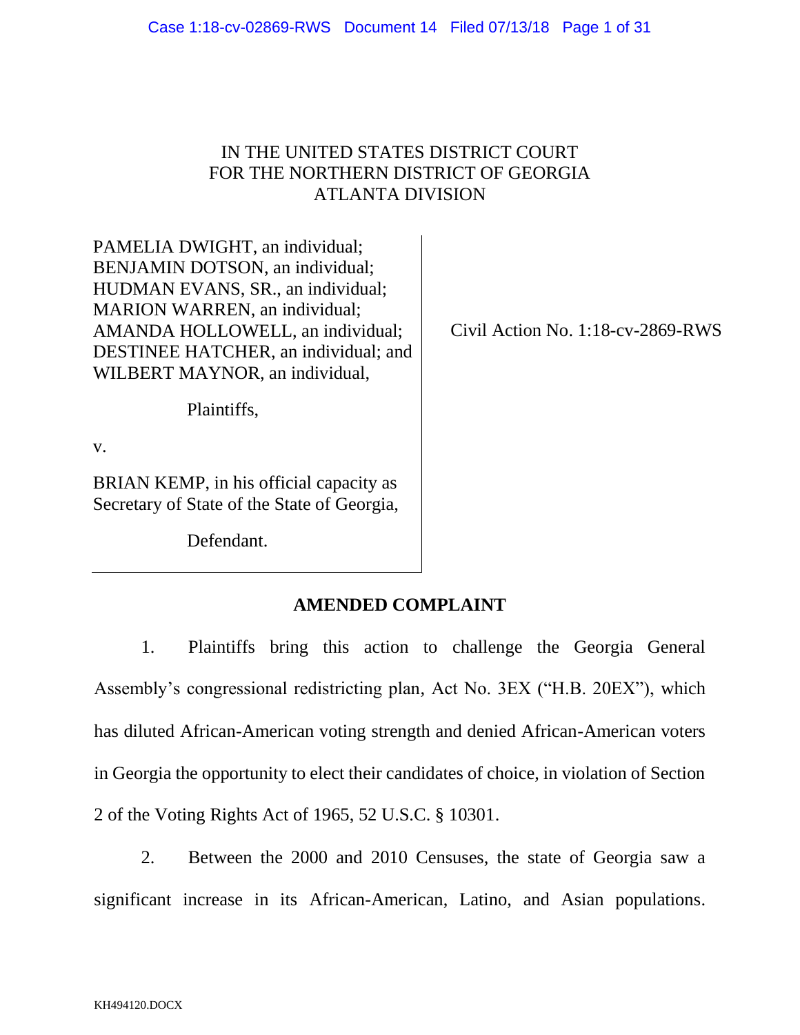IN THE UNITED STATES DISTRICT COURT
FOR THE NORTHERN DISTRICT OF GEORGIA
ATLANTA DIVISION

| | |
|---|---|
| PAMELIA DWIGHT, an individual; BENJAMIN DOTSON, an individual; HUDMAN EVANS, SR., an individual; MARION WARREN, an individual; AMANDA HOLLOWELL, an individual; DESTINEE HATCHER, an individual; and WILBERT MAYNOR, an individual,<br><br>Plaintiffs,<br><br>v.<br><br>BRIAN KEMP, in his official capacity as Secretary of State of the State of Georgia,<br><br>Defendant. | Civil Action No. 1:18-cv-2869-RWS |

## AMENDED COMPLAINT

1. Plaintiffs bring this action to challenge the Georgia General Assembly's congressional redistricting plan, Act No. 3EX ("H.B. 20EX"), which has diluted African-American voting strength and denied African-American voters in Georgia the opportunity to elect their candidates of choice, in violation of Section 2 of the Voting Rights Act of 1965, 52 U.S.C. § 10301.

2. Between the 2000 and 2010 Censuses, the state of Georgia saw a significant increase in its African-American, Latino, and Asian populations.

KH494120.DOCX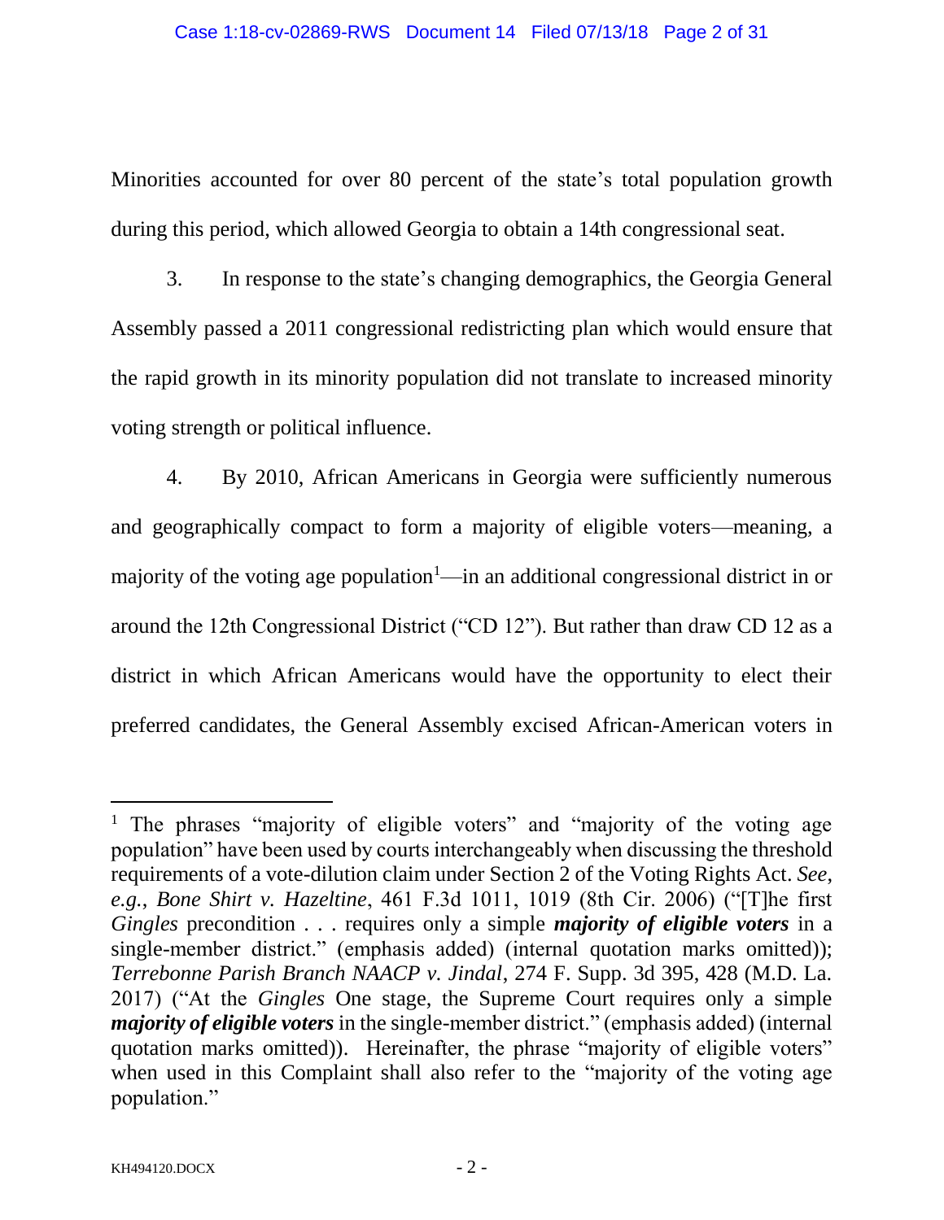Minorities accounted for over 80 percent of the state's total population growth during this period, which allowed Georgia to obtain a 14th congressional seat.

3. In response to the state's changing demographics, the Georgia General Assembly passed a 2011 congressional redistricting plan which would ensure that the rapid growth in its minority population did not translate to increased minority voting strength or political influence.

4. By 2010, African Americans in Georgia were sufficiently numerous and geographically compact to form a majority of eligible voters—meaning, a majority of the voting age population[1]—in an additional congressional district in or around the 12th Congressional District ("CD 12"). But rather than draw CD 12 as a district in which African Americans would have the opportunity to elect their preferred candidates, the General Assembly excised African-American voters in

---

[1] The phrases "majority of eligible voters" and "majority of the voting age population" have been used by courts interchangeably when discussing the threshold requirements of a vote-dilution claim under Section 2 of the Voting Rights Act. *See, e.g.*, *Bone Shirt v. Hazeltine*, 461 F.3d 1011, 1019 (8th Cir. 2006) ("[T]he first *Gingles* precondition . . . requires only a simple ***majority of eligible voters*** in a single-member district." (emphasis added) (internal quotation marks omitted)); *Terrebonne Parish Branch NAACP v. Jindal*, 274 F. Supp. 3d 395, 428 (M.D. La. 2017) ("At the *Gingles* One stage, the Supreme Court requires only a simple ***majority of eligible voters*** in the single-member district." (emphasis added) (internal quotation marks omitted)). Hereinafter, the phrase "majority of eligible voters" when used in this Complaint shall also refer to the "majority of the voting age population."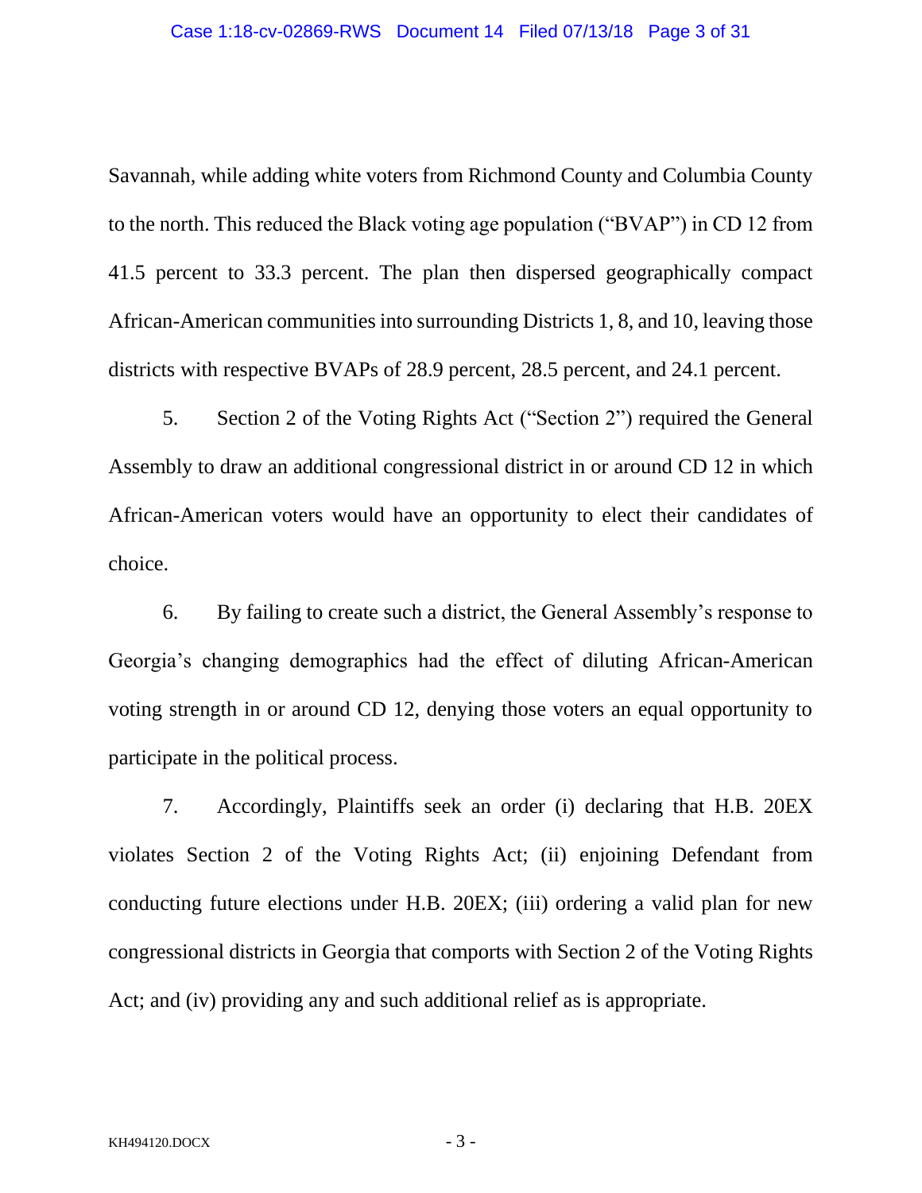Savannah, while adding white voters from Richmond County and Columbia County to the north. This reduced the Black voting age population ("BVAP") in CD 12 from 41.5 percent to 33.3 percent. The plan then dispersed geographically compact African-American communities into surrounding Districts 1, 8, and 10, leaving those districts with respective BVAPs of 28.9 percent, 28.5 percent, and 24.1 percent.

5. Section 2 of the Voting Rights Act ("Section 2") required the General Assembly to draw an additional congressional district in or around CD 12 in which African-American voters would have an opportunity to elect their candidates of choice.

6. By failing to create such a district, the General Assembly's response to Georgia's changing demographics had the effect of diluting African-American voting strength in or around CD 12, denying those voters an equal opportunity to participate in the political process.

7. Accordingly, Plaintiffs seek an order (i) declaring that H.B. 20EX violates Section 2 of the Voting Rights Act; (ii) enjoining Defendant from conducting future elections under H.B. 20EX; (iii) ordering a valid plan for new congressional districts in Georgia that comports with Section 2 of the Voting Rights Act; and (iv) providing any and such additional relief as is appropriate.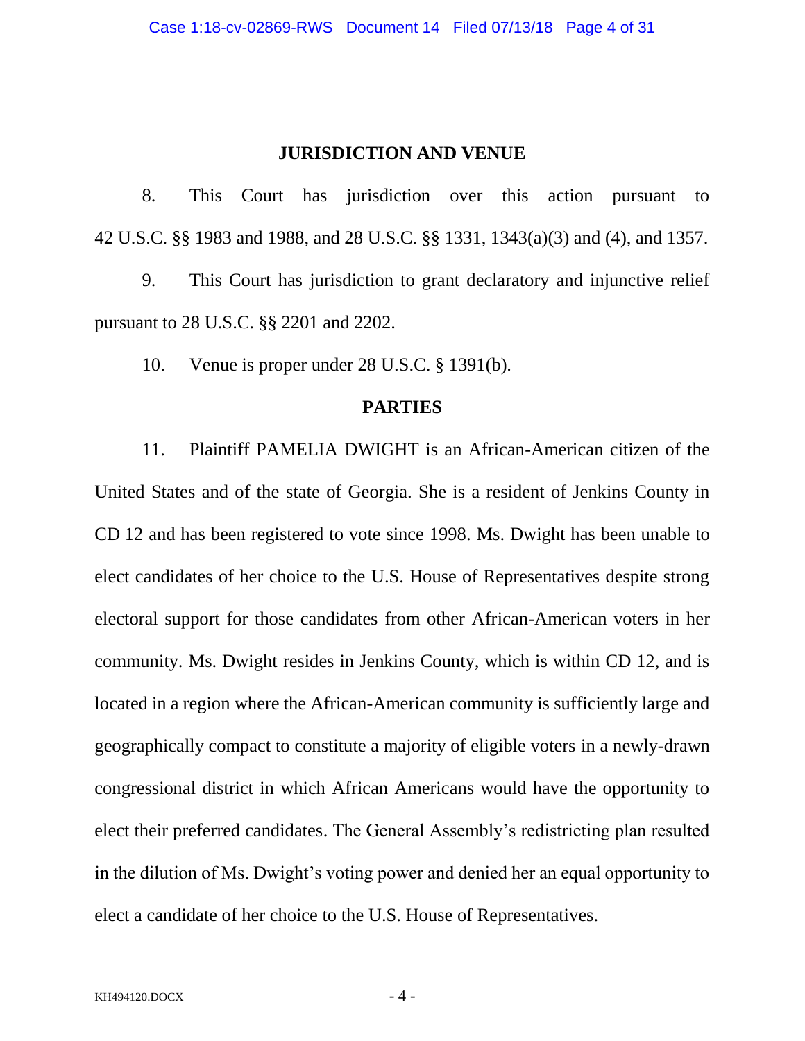## JURISDICTION AND VENUE

8. This Court has jurisdiction over this action pursuant to 42 U.S.C. §§ 1983 and 1988, and 28 U.S.C. §§ 1331, 1343(a)(3) and (4), and 1357.

9. This Court has jurisdiction to grant declaratory and injunctive relief pursuant to 28 U.S.C. §§ 2201 and 2202.

10. Venue is proper under 28 U.S.C. § 1391(b).

## PARTIES

11. Plaintiff PAMELIA DWIGHT is an African-American citizen of the United States and of the state of Georgia. She is a resident of Jenkins County in CD 12 and has been registered to vote since 1998. Ms. Dwight has been unable to elect candidates of her choice to the U.S. House of Representatives despite strong electoral support for those candidates from other African-American voters in her community. Ms. Dwight resides in Jenkins County, which is within CD 12, and is located in a region where the African-American community is sufficiently large and geographically compact to constitute a majority of eligible voters in a newly-drawn congressional district in which African Americans would have the opportunity to elect their preferred candidates. The General Assembly's redistricting plan resulted in the dilution of Ms. Dwight's voting power and denied her an equal opportunity to elect a candidate of her choice to the U.S. House of Representatives.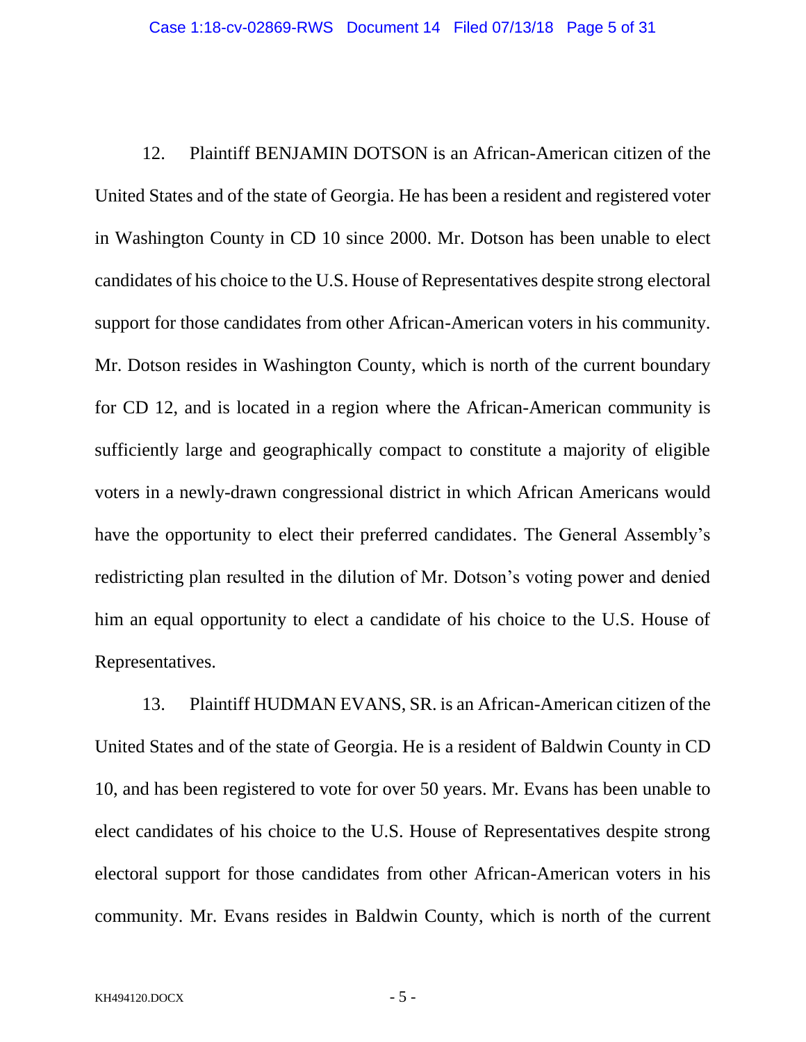12. Plaintiff BENJAMIN DOTSON is an African-American citizen of the United States and of the state of Georgia. He has been a resident and registered voter in Washington County in CD 10 since 2000. Mr. Dotson has been unable to elect candidates of his choice to the U.S. House of Representatives despite strong electoral support for those candidates from other African-American voters in his community. Mr. Dotson resides in Washington County, which is north of the current boundary for CD 12, and is located in a region where the African-American community is sufficiently large and geographically compact to constitute a majority of eligible voters in a newly-drawn congressional district in which African Americans would have the opportunity to elect their preferred candidates. The General Assembly's redistricting plan resulted in the dilution of Mr. Dotson's voting power and denied him an equal opportunity to elect a candidate of his choice to the U.S. House of Representatives.

13. Plaintiff HUDMAN EVANS, SR. is an African-American citizen of the United States and of the state of Georgia. He is a resident of Baldwin County in CD 10, and has been registered to vote for over 50 years. Mr. Evans has been unable to elect candidates of his choice to the U.S. House of Representatives despite strong electoral support for those candidates from other African-American voters in his community. Mr. Evans resides in Baldwin County, which is north of the current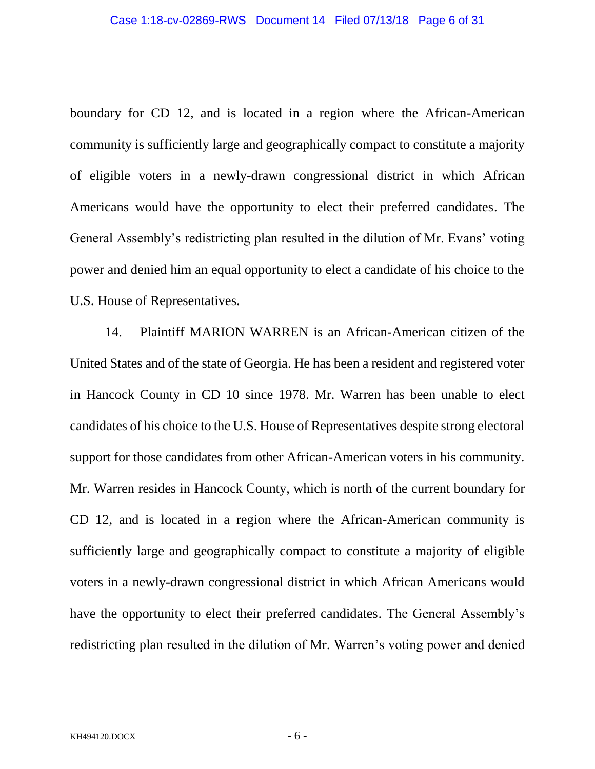boundary for CD 12, and is located in a region where the African-American community is sufficiently large and geographically compact to constitute a majority of eligible voters in a newly-drawn congressional district in which African Americans would have the opportunity to elect their preferred candidates. The General Assembly's redistricting plan resulted in the dilution of Mr. Evans' voting power and denied him an equal opportunity to elect a candidate of his choice to the U.S. House of Representatives.

14. Plaintiff MARION WARREN is an African-American citizen of the United States and of the state of Georgia. He has been a resident and registered voter in Hancock County in CD 10 since 1978. Mr. Warren has been unable to elect candidates of his choice to the U.S. House of Representatives despite strong electoral support for those candidates from other African-American voters in his community. Mr. Warren resides in Hancock County, which is north of the current boundary for CD 12, and is located in a region where the African-American community is sufficiently large and geographically compact to constitute a majority of eligible voters in a newly-drawn congressional district in which African Americans would have the opportunity to elect their preferred candidates. The General Assembly's redistricting plan resulted in the dilution of Mr. Warren's voting power and denied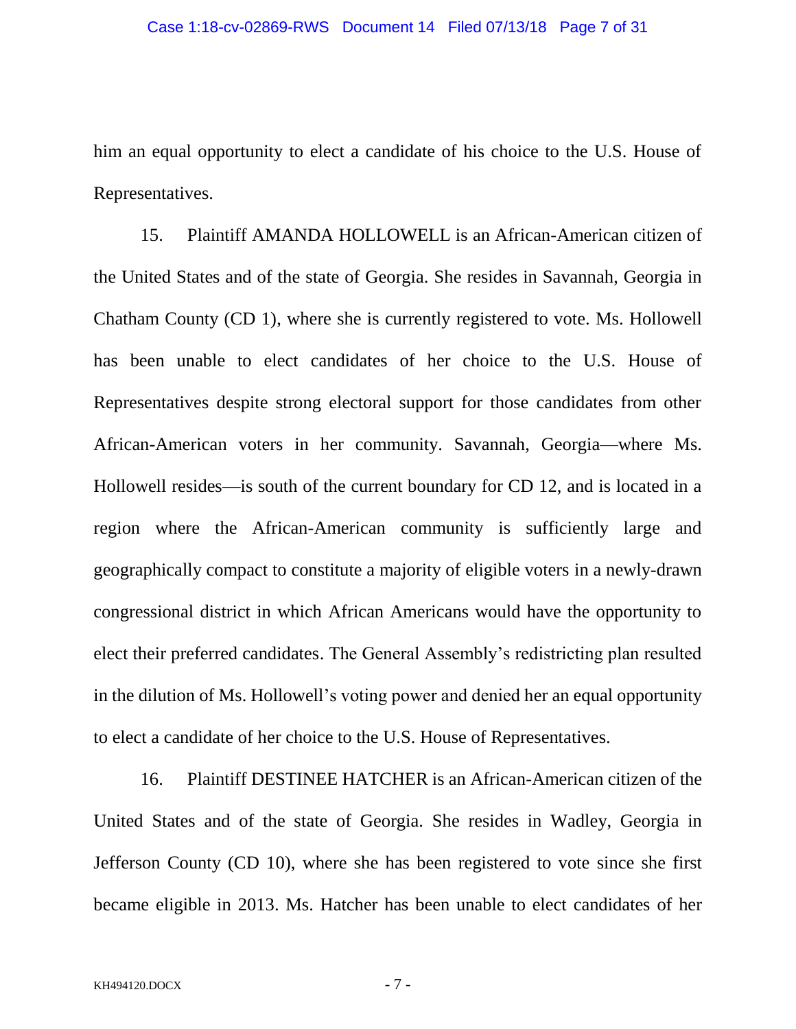him an equal opportunity to elect a candidate of his choice to the U.S. House of Representatives.

15. Plaintiff AMANDA HOLLOWELL is an African-American citizen of the United States and of the state of Georgia. She resides in Savannah, Georgia in Chatham County (CD 1), where she is currently registered to vote. Ms. Hollowell has been unable to elect candidates of her choice to the U.S. House of Representatives despite strong electoral support for those candidates from other African-American voters in her community. Savannah, Georgia—where Ms. Hollowell resides—is south of the current boundary for CD 12, and is located in a region where the African-American community is sufficiently large and geographically compact to constitute a majority of eligible voters in a newly-drawn congressional district in which African Americans would have the opportunity to elect their preferred candidates. The General Assembly's redistricting plan resulted in the dilution of Ms. Hollowell's voting power and denied her an equal opportunity to elect a candidate of her choice to the U.S. House of Representatives.

16. Plaintiff DESTINEE HATCHER is an African-American citizen of the United States and of the state of Georgia. She resides in Wadley, Georgia in Jefferson County (CD 10), where she has been registered to vote since she first became eligible in 2013. Ms. Hatcher has been unable to elect candidates of her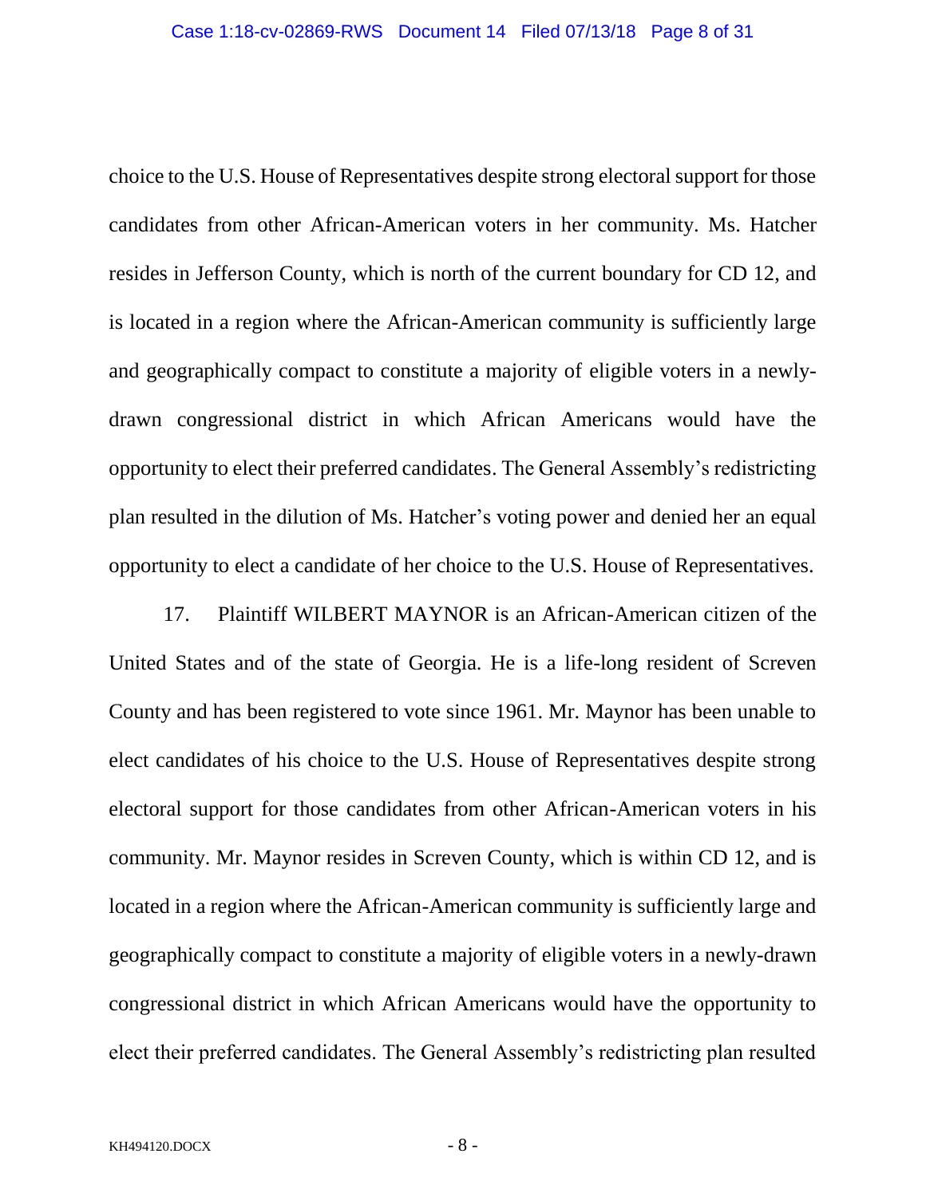choice to the U.S. House of Representatives despite strong electoral support for those candidates from other African-American voters in her community. Ms. Hatcher resides in Jefferson County, which is north of the current boundary for CD 12, and is located in a region where the African-American community is sufficiently large and geographically compact to constitute a majority of eligible voters in a newly-drawn congressional district in which African Americans would have the opportunity to elect their preferred candidates. The General Assembly's redistricting plan resulted in the dilution of Ms. Hatcher's voting power and denied her an equal opportunity to elect a candidate of her choice to the U.S. House of Representatives.

17. Plaintiff WILBERT MAYNOR is an African-American citizen of the United States and of the state of Georgia. He is a life-long resident of Screven County and has been registered to vote since 1961. Mr. Maynor has been unable to elect candidates of his choice to the U.S. House of Representatives despite strong electoral support for those candidates from other African-American voters in his community. Mr. Maynor resides in Screven County, which is within CD 12, and is located in a region where the African-American community is sufficiently large and geographically compact to constitute a majority of eligible voters in a newly-drawn congressional district in which African Americans would have the opportunity to elect their preferred candidates. The General Assembly's redistricting plan resulted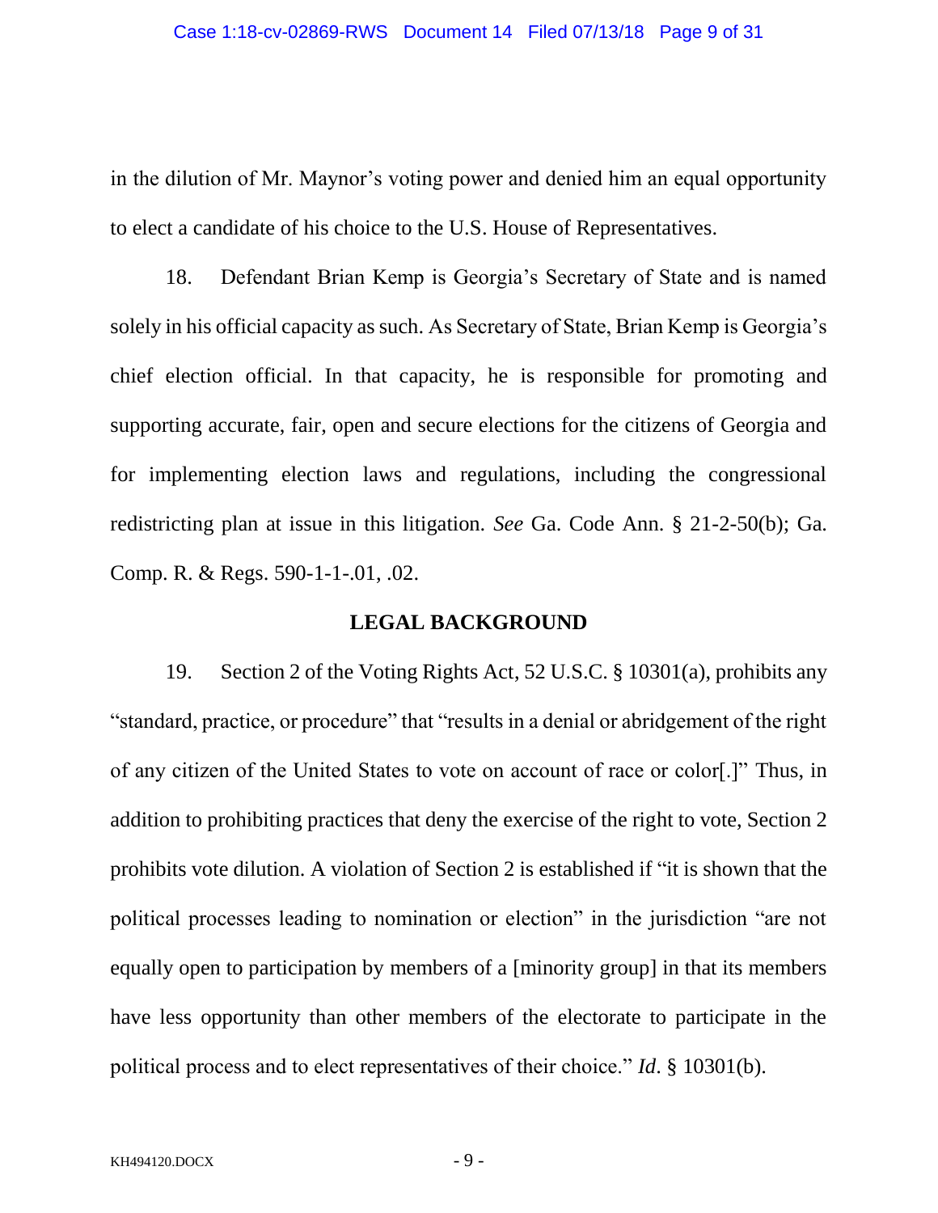in the dilution of Mr. Maynor's voting power and denied him an equal opportunity to elect a candidate of his choice to the U.S. House of Representatives.

18. Defendant Brian Kemp is Georgia's Secretary of State and is named solely in his official capacity as such. As Secretary of State, Brian Kemp is Georgia's chief election official. In that capacity, he is responsible for promoting and supporting accurate, fair, open and secure elections for the citizens of Georgia and for implementing election laws and regulations, including the congressional redistricting plan at issue in this litigation. *See* Ga. Code Ann. § 21-2-50(b); Ga. Comp. R. & Regs. 590-1-1-.01, .02.

## LEGAL BACKGROUND

19. Section 2 of the Voting Rights Act, 52 U.S.C. § 10301(a), prohibits any "standard, practice, or procedure" that "results in a denial or abridgement of the right of any citizen of the United States to vote on account of race or color[.]" Thus, in addition to prohibiting practices that deny the exercise of the right to vote, Section 2 prohibits vote dilution. A violation of Section 2 is established if "it is shown that the political processes leading to nomination or election" in the jurisdiction "are not equally open to participation by members of a [minority group] in that its members have less opportunity than other members of the electorate to participate in the political process and to elect representatives of their choice." *Id*. § 10301(b).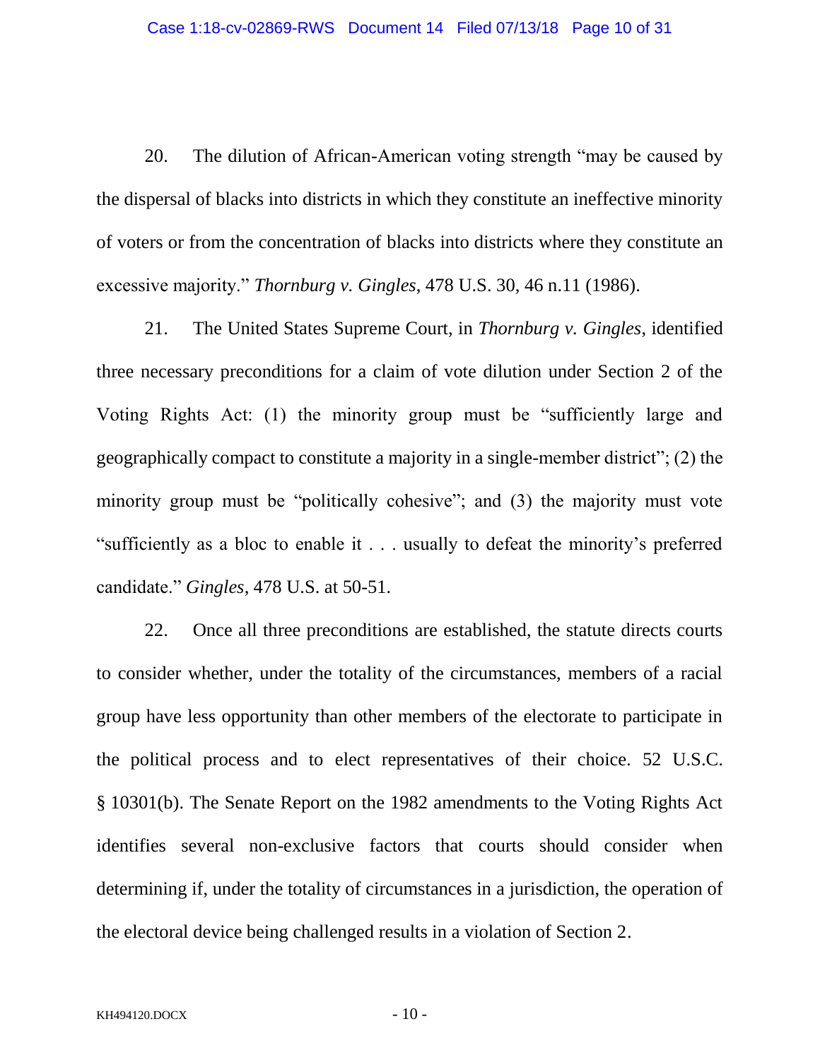20. The dilution of African-American voting strength "may be caused by the dispersal of blacks into districts in which they constitute an ineffective minority of voters or from the concentration of blacks into districts where they constitute an excessive majority." *Thornburg v. Gingles*, 478 U.S. 30, 46 n.11 (1986).

21. The United States Supreme Court, in *Thornburg v. Gingles*, identified three necessary preconditions for a claim of vote dilution under Section 2 of the Voting Rights Act: (1) the minority group must be "sufficiently large and geographically compact to constitute a majority in a single-member district"; (2) the minority group must be "politically cohesive"; and (3) the majority must vote "sufficiently as a bloc to enable it . . . usually to defeat the minority's preferred candidate." *Gingles*, 478 U.S. at 50-51.

22. Once all three preconditions are established, the statute directs courts to consider whether, under the totality of the circumstances, members of a racial group have less opportunity than other members of the electorate to participate in the political process and to elect representatives of their choice. 52 U.S.C. § 10301(b). The Senate Report on the 1982 amendments to the Voting Rights Act identifies several non-exclusive factors that courts should consider when determining if, under the totality of circumstances in a jurisdiction, the operation of the electoral device being challenged results in a violation of Section 2.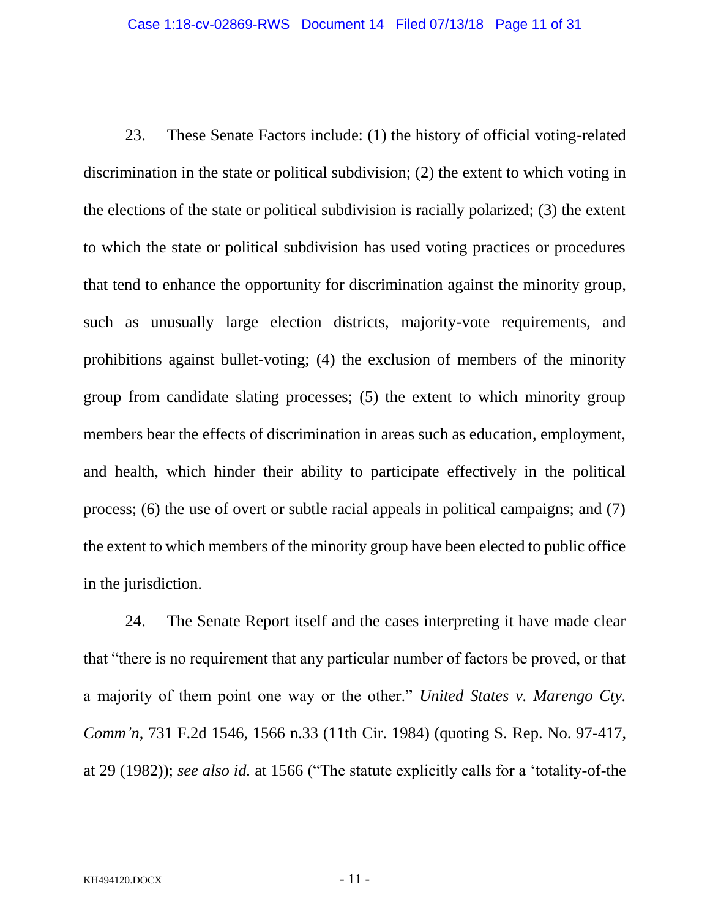23. These Senate Factors include: (1) the history of official voting-related discrimination in the state or political subdivision; (2) the extent to which voting in the elections of the state or political subdivision is racially polarized; (3) the extent to which the state or political subdivision has used voting practices or procedures that tend to enhance the opportunity for discrimination against the minority group, such as unusually large election districts, majority-vote requirements, and prohibitions against bullet-voting; (4) the exclusion of members of the minority group from candidate slating processes; (5) the extent to which minority group members bear the effects of discrimination in areas such as education, employment, and health, which hinder their ability to participate effectively in the political process; (6) the use of overt or subtle racial appeals in political campaigns; and (7) the extent to which members of the minority group have been elected to public office in the jurisdiction.

24. The Senate Report itself and the cases interpreting it have made clear that "there is no requirement that any particular number of factors be proved, or that a majority of them point one way or the other." *United States v. Marengo Cty. Comm'n*, 731 F.2d 1546, 1566 n.33 (11th Cir. 1984) (quoting S. Rep. No. 97-417, at 29 (1982)); *see also id.* at 1566 ("The statute explicitly calls for a 'totality-of-the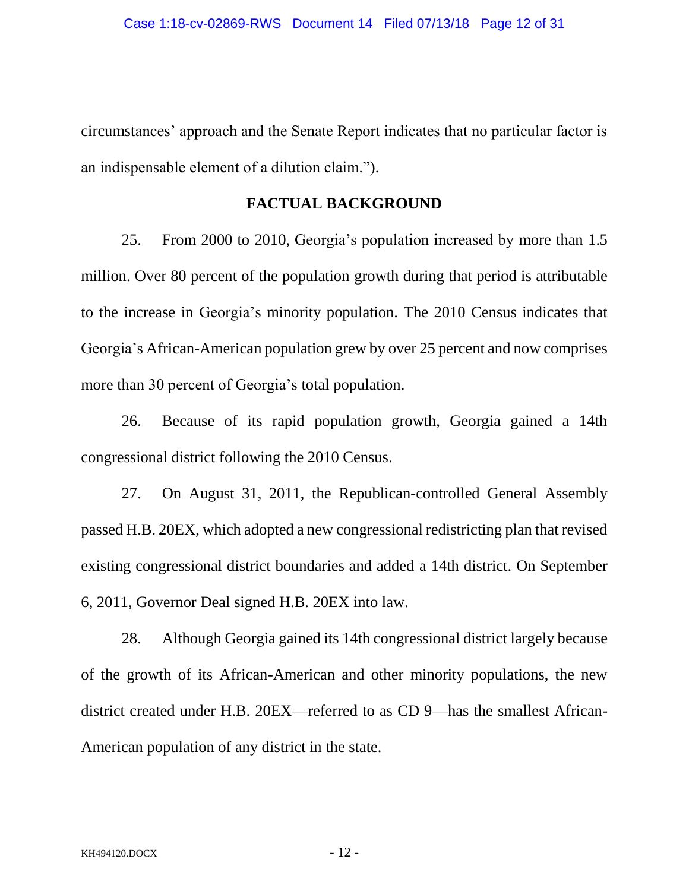circumstances' approach and the Senate Report indicates that no particular factor is an indispensable element of a dilution claim.").

## FACTUAL BACKGROUND

25. From 2000 to 2010, Georgia's population increased by more than 1.5 million. Over 80 percent of the population growth during that period is attributable to the increase in Georgia's minority population. The 2010 Census indicates that Georgia's African-American population grew by over 25 percent and now comprises more than 30 percent of Georgia's total population.

26. Because of its rapid population growth, Georgia gained a 14th congressional district following the 2010 Census.

27. On August 31, 2011, the Republican-controlled General Assembly passed H.B. 20EX, which adopted a new congressional redistricting plan that revised existing congressional district boundaries and added a 14th district. On September 6, 2011, Governor Deal signed H.B. 20EX into law.

28. Although Georgia gained its 14th congressional district largely because of the growth of its African-American and other minority populations, the new district created under H.B. 20EX—referred to as CD 9—has the smallest African-American population of any district in the state.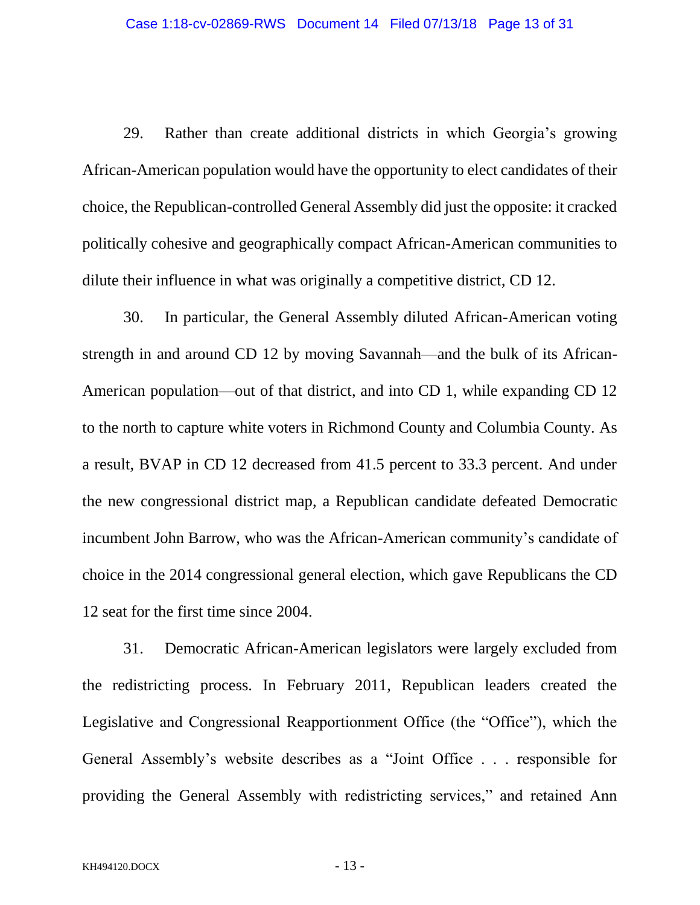29. Rather than create additional districts in which Georgia's growing African-American population would have the opportunity to elect candidates of their choice, the Republican-controlled General Assembly did just the opposite: it cracked politically cohesive and geographically compact African-American communities to dilute their influence in what was originally a competitive district, CD 12.

30. In particular, the General Assembly diluted African-American voting strength in and around CD 12 by moving Savannah—and the bulk of its African-American population—out of that district, and into CD 1, while expanding CD 12 to the north to capture white voters in Richmond County and Columbia County. As a result, BVAP in CD 12 decreased from 41.5 percent to 33.3 percent. And under the new congressional district map, a Republican candidate defeated Democratic incumbent John Barrow, who was the African-American community's candidate of choice in the 2014 congressional general election, which gave Republicans the CD 12 seat for the first time since 2004.

31. Democratic African-American legislators were largely excluded from the redistricting process. In February 2011, Republican leaders created the Legislative and Congressional Reapportionment Office (the "Office"), which the General Assembly's website describes as a "Joint Office . . . responsible for providing the General Assembly with redistricting services," and retained Ann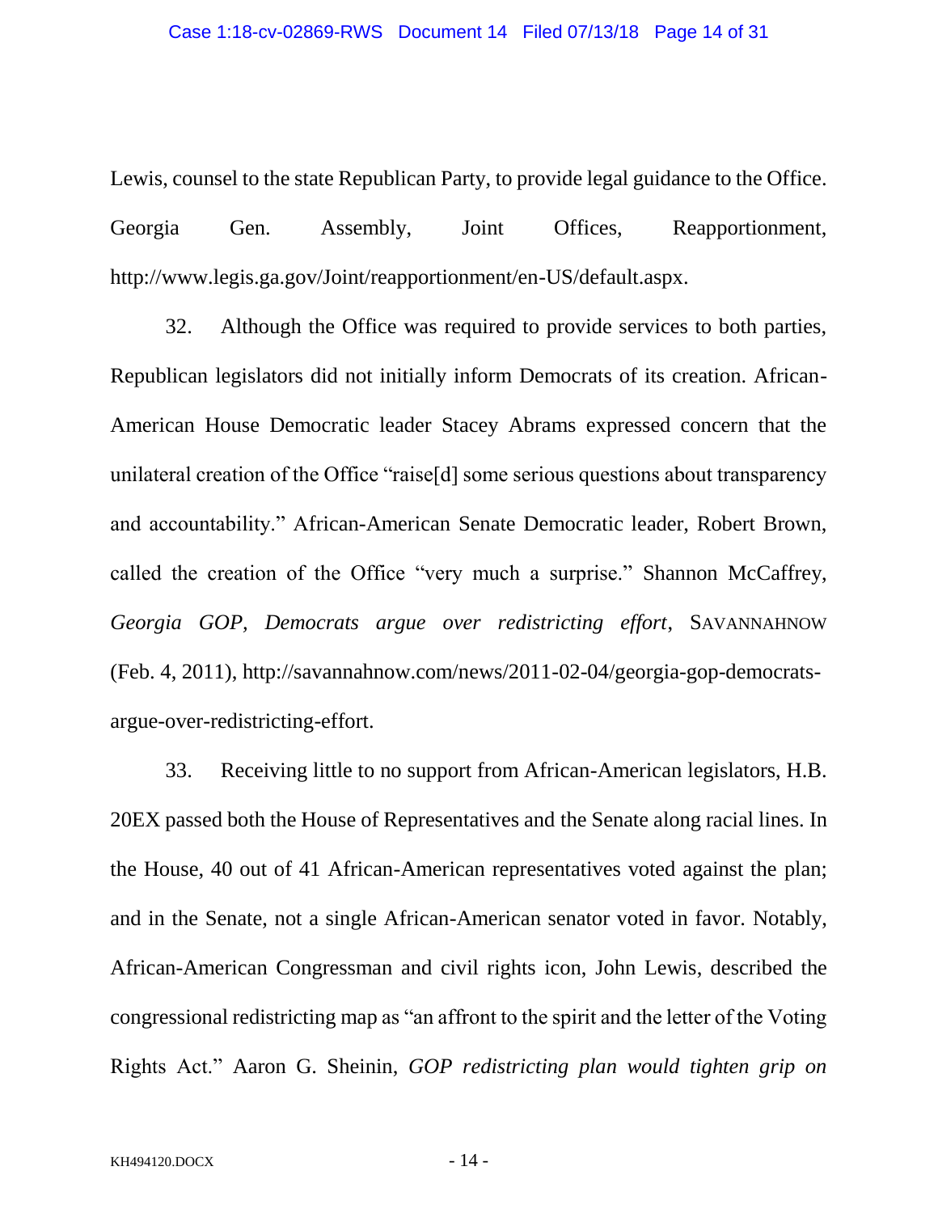Lewis, counsel to the state Republican Party, to provide legal guidance to the Office. Georgia Gen. Assembly, Joint Offices, Reapportionment, http://www.legis.ga.gov/Joint/reapportionment/en-US/default.aspx.

32. Although the Office was required to provide services to both parties, Republican legislators did not initially inform Democrats of its creation. African-American House Democratic leader Stacey Abrams expressed concern that the unilateral creation of the Office "raise[d] some serious questions about transparency and accountability." African-American Senate Democratic leader, Robert Brown, called the creation of the Office "very much a surprise." Shannon McCaffrey, *Georgia GOP, Democrats argue over redistricting effort*, SAVANNAHNOW (Feb. 4, 2011), http://savannahnow.com/news/2011-02-04/georgia-gop-democrats-argue-over-redistricting-effort.

33. Receiving little to no support from African-American legislators, H.B. 20EX passed both the House of Representatives and the Senate along racial lines. In the House, 40 out of 41 African-American representatives voted against the plan; and in the Senate, not a single African-American senator voted in favor. Notably, African-American Congressman and civil rights icon, John Lewis, described the congressional redistricting map as "an affront to the spirit and the letter of the Voting Rights Act." Aaron G. Sheinin, *GOP redistricting plan would tighten grip on*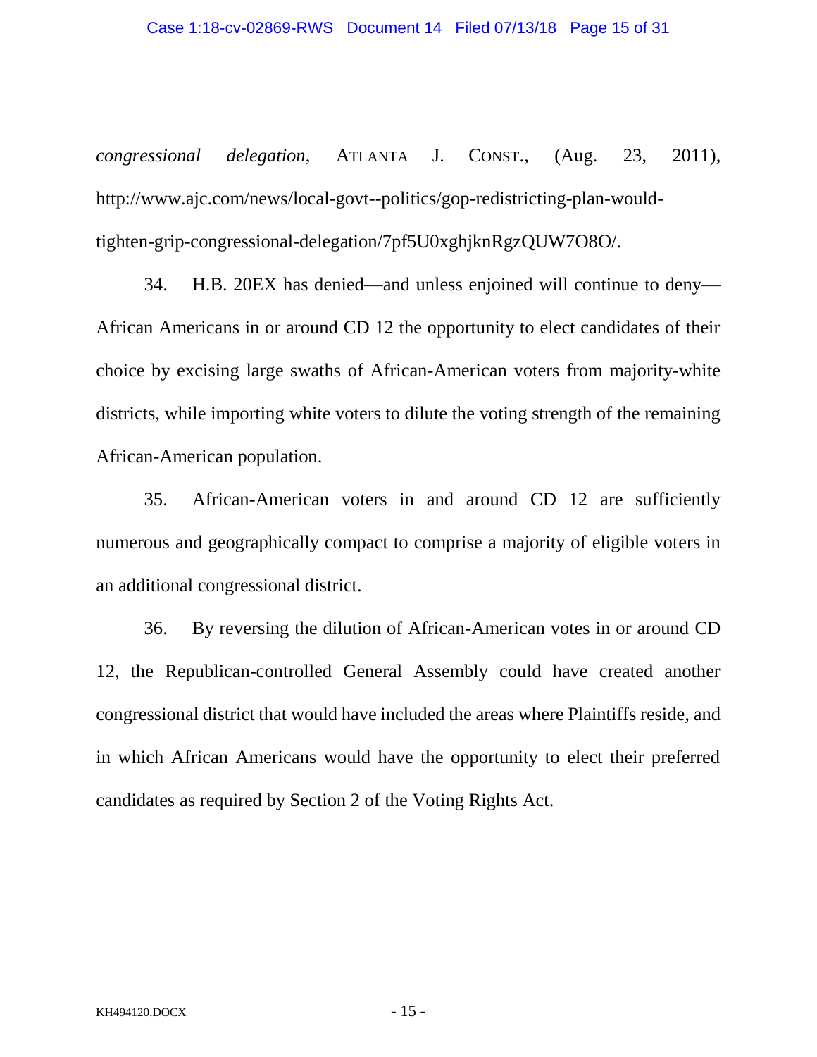*congressional delegation*, ATLANTA J. CONST., (Aug. 23, 2011), http://www.ajc.com/news/local-govt--politics/gop-redistricting-plan-would-tighten-grip-congressional-delegation/7pf5U0xghjknRgzQUW7O8O/.

34. H.B. 20EX has denied—and unless enjoined will continue to deny—African Americans in or around CD 12 the opportunity to elect candidates of their choice by excising large swaths of African-American voters from majority-white districts, while importing white voters to dilute the voting strength of the remaining African-American population.

35. African-American voters in and around CD 12 are sufficiently numerous and geographically compact to comprise a majority of eligible voters in an additional congressional district.

36. By reversing the dilution of African-American votes in or around CD 12, the Republican-controlled General Assembly could have created another congressional district that would have included the areas where Plaintiffs reside, and in which African Americans would have the opportunity to elect their preferred candidates as required by Section 2 of the Voting Rights Act.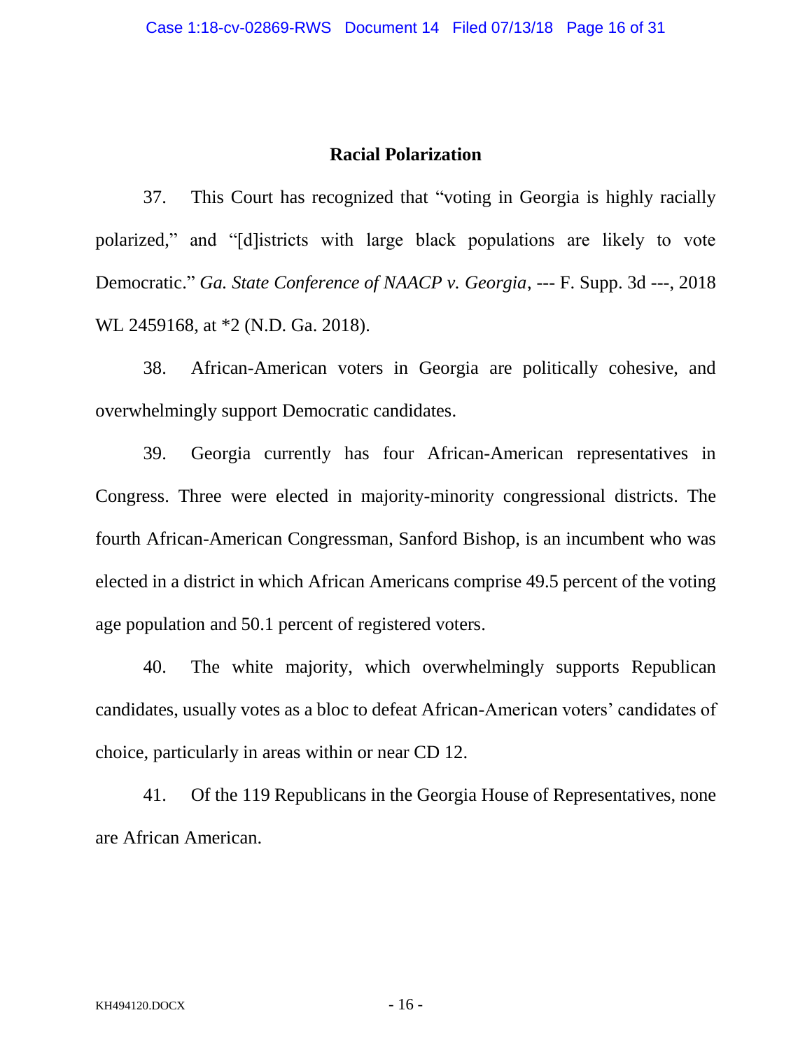## Racial Polarization

37. This Court has recognized that "voting in Georgia is highly racially polarized," and "[d]istricts with large black populations are likely to vote Democratic." *Ga. State Conference of NAACP v. Georgia*, --- F. Supp. 3d ---, 2018 WL 2459168, at *2 (N.D. Ga. 2018).

38. African-American voters in Georgia are politically cohesive, and overwhelmingly support Democratic candidates.

39. Georgia currently has four African-American representatives in Congress. Three were elected in majority-minority congressional districts. The fourth African-American Congressman, Sanford Bishop, is an incumbent who was elected in a district in which African Americans comprise 49.5 percent of the voting age population and 50.1 percent of registered voters.

40. The white majority, which overwhelmingly supports Republican candidates, usually votes as a bloc to defeat African-American voters' candidates of choice, particularly in areas within or near CD 12.

41. Of the 119 Republicans in the Georgia House of Representatives, none are African American.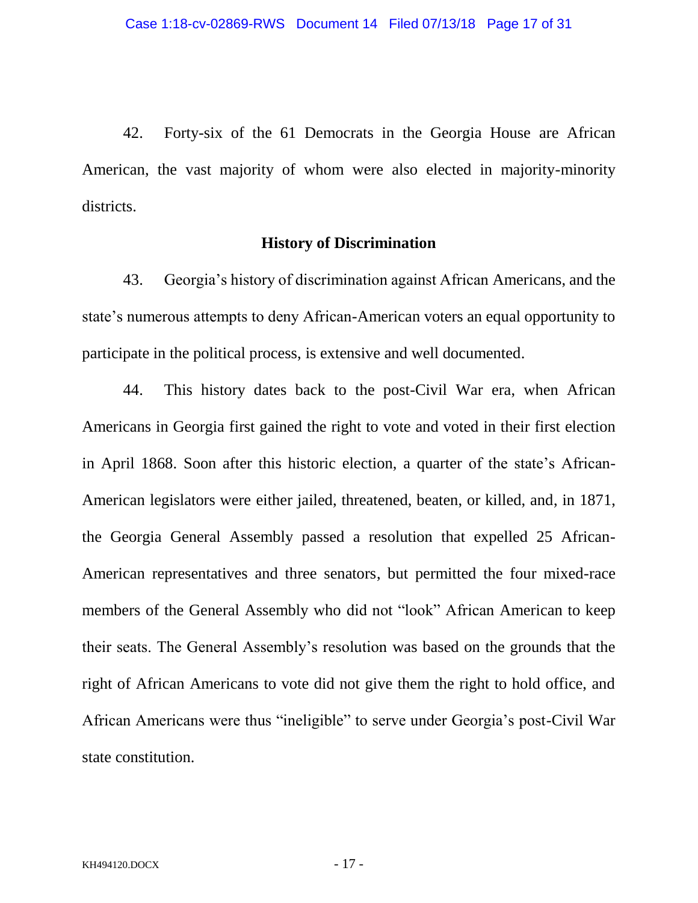42. Forty-six of the 61 Democrats in the Georgia House are African American, the vast majority of whom were also elected in majority-minority districts.

**History of Discrimination**

43. Georgia's history of discrimination against African Americans, and the state's numerous attempts to deny African-American voters an equal opportunity to participate in the political process, is extensive and well documented.

44. This history dates back to the post-Civil War era, when African Americans in Georgia first gained the right to vote and voted in their first election in April 1868. Soon after this historic election, a quarter of the state's African-American legislators were either jailed, threatened, beaten, or killed, and, in 1871, the Georgia General Assembly passed a resolution that expelled 25 African-American representatives and three senators, but permitted the four mixed-race members of the General Assembly who did not "look" African American to keep their seats. The General Assembly's resolution was based on the grounds that the right of African Americans to vote did not give them the right to hold office, and African Americans were thus "ineligible" to serve under Georgia's post-Civil War state constitution.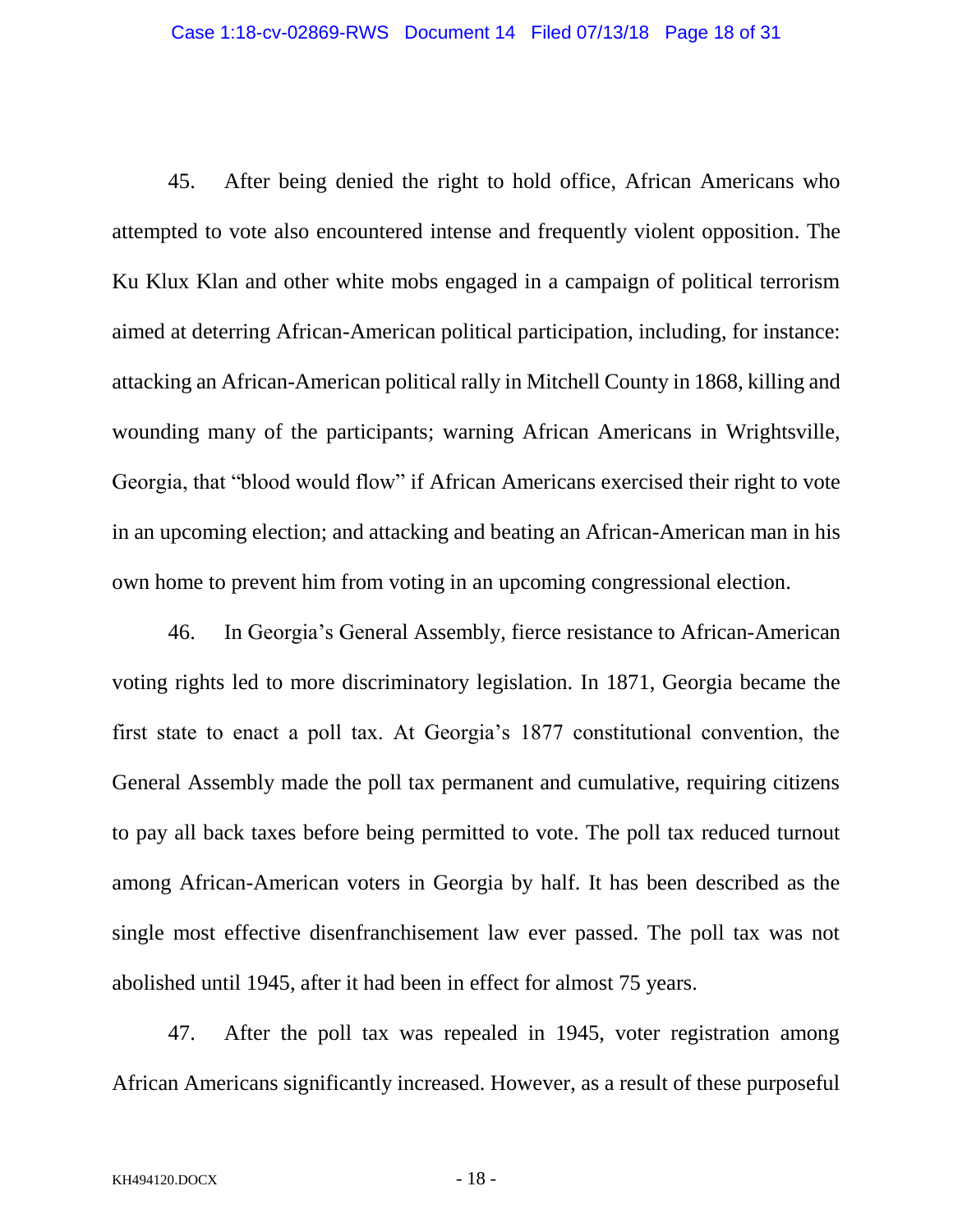45. After being denied the right to hold office, African Americans who attempted to vote also encountered intense and frequently violent opposition. The Ku Klux Klan and other white mobs engaged in a campaign of political terrorism aimed at deterring African-American political participation, including, for instance: attacking an African-American political rally in Mitchell County in 1868, killing and wounding many of the participants; warning African Americans in Wrightsville, Georgia, that "blood would flow" if African Americans exercised their right to vote in an upcoming election; and attacking and beating an African-American man in his own home to prevent him from voting in an upcoming congressional election.

46. In Georgia's General Assembly, fierce resistance to African-American voting rights led to more discriminatory legislation. In 1871, Georgia became the first state to enact a poll tax. At Georgia's 1877 constitutional convention, the General Assembly made the poll tax permanent and cumulative, requiring citizens to pay all back taxes before being permitted to vote. The poll tax reduced turnout among African-American voters in Georgia by half. It has been described as the single most effective disenfranchisement law ever passed. The poll tax was not abolished until 1945, after it had been in effect for almost 75 years.

47. After the poll tax was repealed in 1945, voter registration among African Americans significantly increased. However, as a result of these purposeful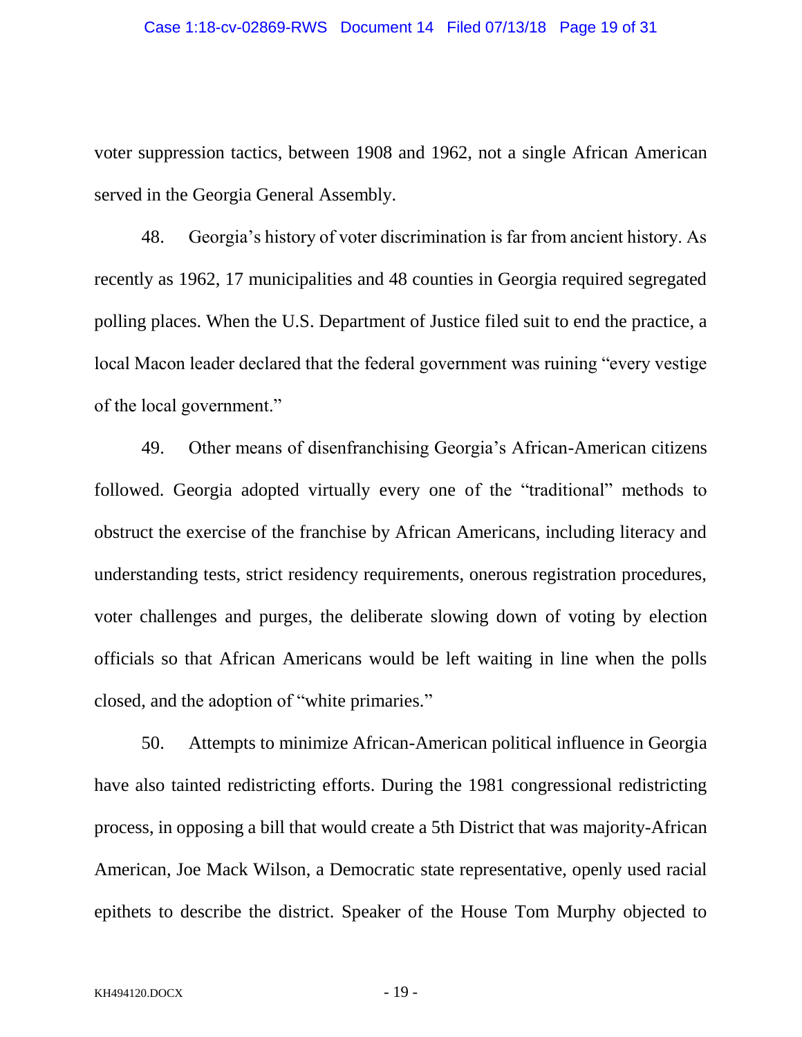voter suppression tactics, between 1908 and 1962, not a single African American served in the Georgia General Assembly.

48. Georgia's history of voter discrimination is far from ancient history. As recently as 1962, 17 municipalities and 48 counties in Georgia required segregated polling places. When the U.S. Department of Justice filed suit to end the practice, a local Macon leader declared that the federal government was ruining "every vestige of the local government."

49. Other means of disenfranchising Georgia's African-American citizens followed. Georgia adopted virtually every one of the "traditional" methods to obstruct the exercise of the franchise by African Americans, including literacy and understanding tests, strict residency requirements, onerous registration procedures, voter challenges and purges, the deliberate slowing down of voting by election officials so that African Americans would be left waiting in line when the polls closed, and the adoption of "white primaries."

50. Attempts to minimize African-American political influence in Georgia have also tainted redistricting efforts. During the 1981 congressional redistricting process, in opposing a bill that would create a 5th District that was majority-African American, Joe Mack Wilson, a Democratic state representative, openly used racial epithets to describe the district. Speaker of the House Tom Murphy objected to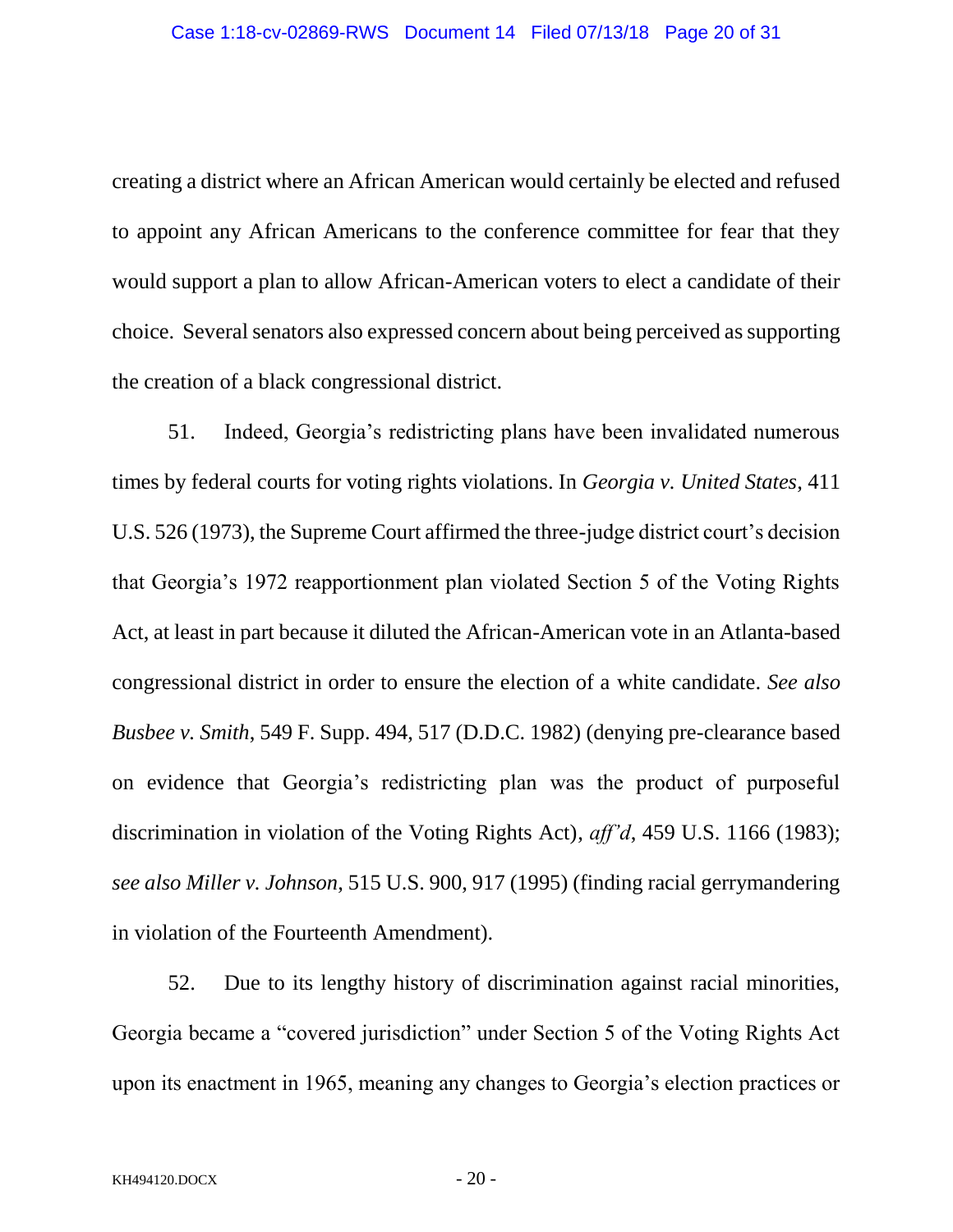creating a district where an African American would certainly be elected and refused to appoint any African Americans to the conference committee for fear that they would support a plan to allow African-American voters to elect a candidate of their choice. Several senators also expressed concern about being perceived as supporting the creation of a black congressional district.

51. Indeed, Georgia's redistricting plans have been invalidated numerous times by federal courts for voting rights violations. In *Georgia v. United States*, 411 U.S. 526 (1973), the Supreme Court affirmed the three-judge district court's decision that Georgia's 1972 reapportionment plan violated Section 5 of the Voting Rights Act, at least in part because it diluted the African-American vote in an Atlanta-based congressional district in order to ensure the election of a white candidate. *See also Busbee v. Smith*, 549 F. Supp. 494, 517 (D.D.C. 1982) (denying pre-clearance based on evidence that Georgia's redistricting plan was the product of purposeful discrimination in violation of the Voting Rights Act), *aff'd*, 459 U.S. 1166 (1983); *see also Miller v. Johnson*, 515 U.S. 900, 917 (1995) (finding racial gerrymandering in violation of the Fourteenth Amendment).

52. Due to its lengthy history of discrimination against racial minorities, Georgia became a "covered jurisdiction" under Section 5 of the Voting Rights Act upon its enactment in 1965, meaning any changes to Georgia's election practices or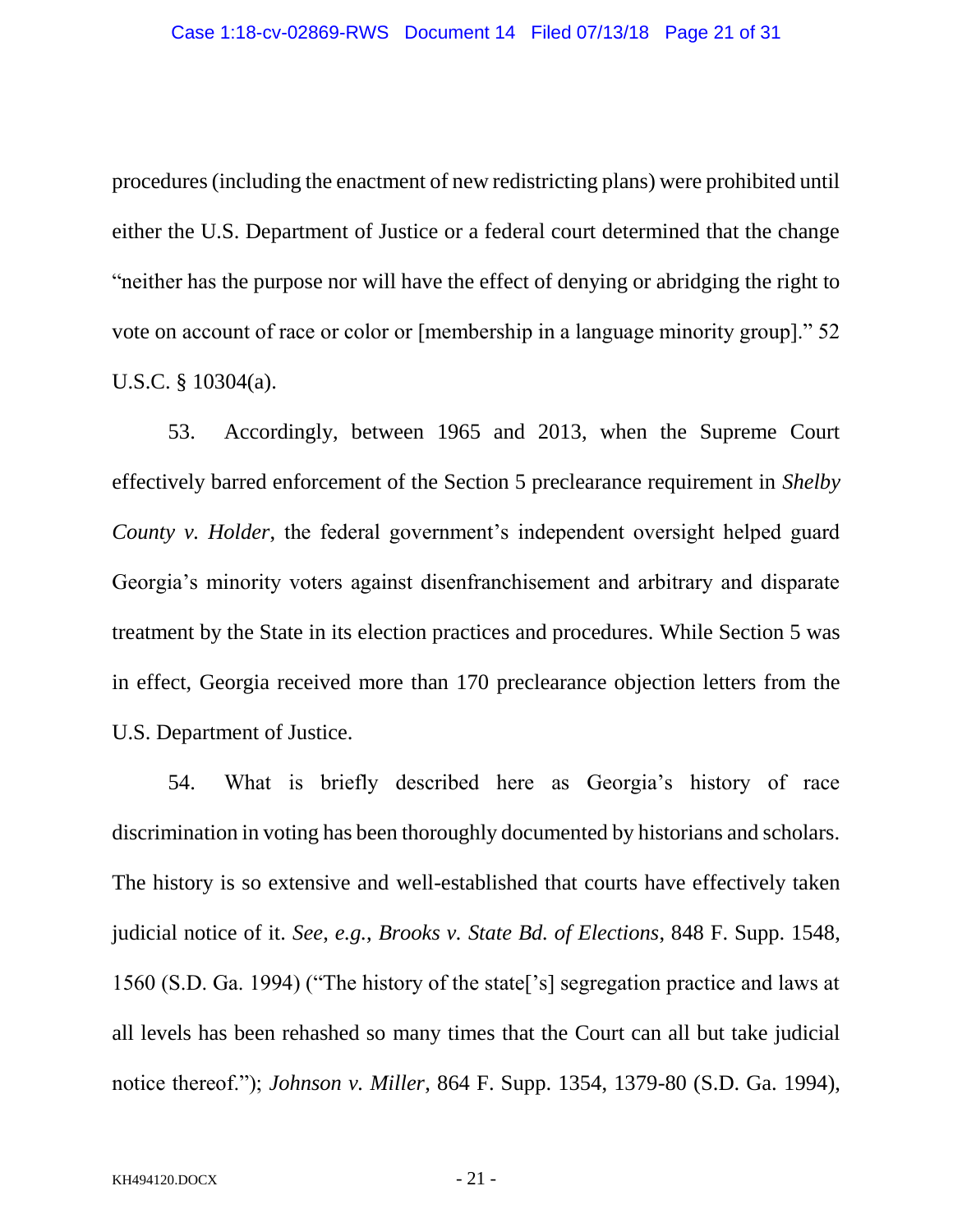procedures (including the enactment of new redistricting plans) were prohibited until either the U.S. Department of Justice or a federal court determined that the change "neither has the purpose nor will have the effect of denying or abridging the right to vote on account of race or color or [membership in a language minority group]." 52 U.S.C. § 10304(a).

53. Accordingly, between 1965 and 2013, when the Supreme Court effectively barred enforcement of the Section 5 preclearance requirement in *Shelby County v. Holder*, the federal government's independent oversight helped guard Georgia's minority voters against disenfranchisement and arbitrary and disparate treatment by the State in its election practices and procedures. While Section 5 was in effect, Georgia received more than 170 preclearance objection letters from the U.S. Department of Justice.

54. What is briefly described here as Georgia's history of race discrimination in voting has been thoroughly documented by historians and scholars. The history is so extensive and well-established that courts have effectively taken judicial notice of it. *See*, *e.g.*, *Brooks v. State Bd. of Elections*, 848 F. Supp. 1548, 1560 (S.D. Ga. 1994) ("The history of the state['s] segregation practice and laws at all levels has been rehashed so many times that the Court can all but take judicial notice thereof."); *Johnson v. Miller*, 864 F. Supp. 1354, 1379-80 (S.D. Ga. 1994),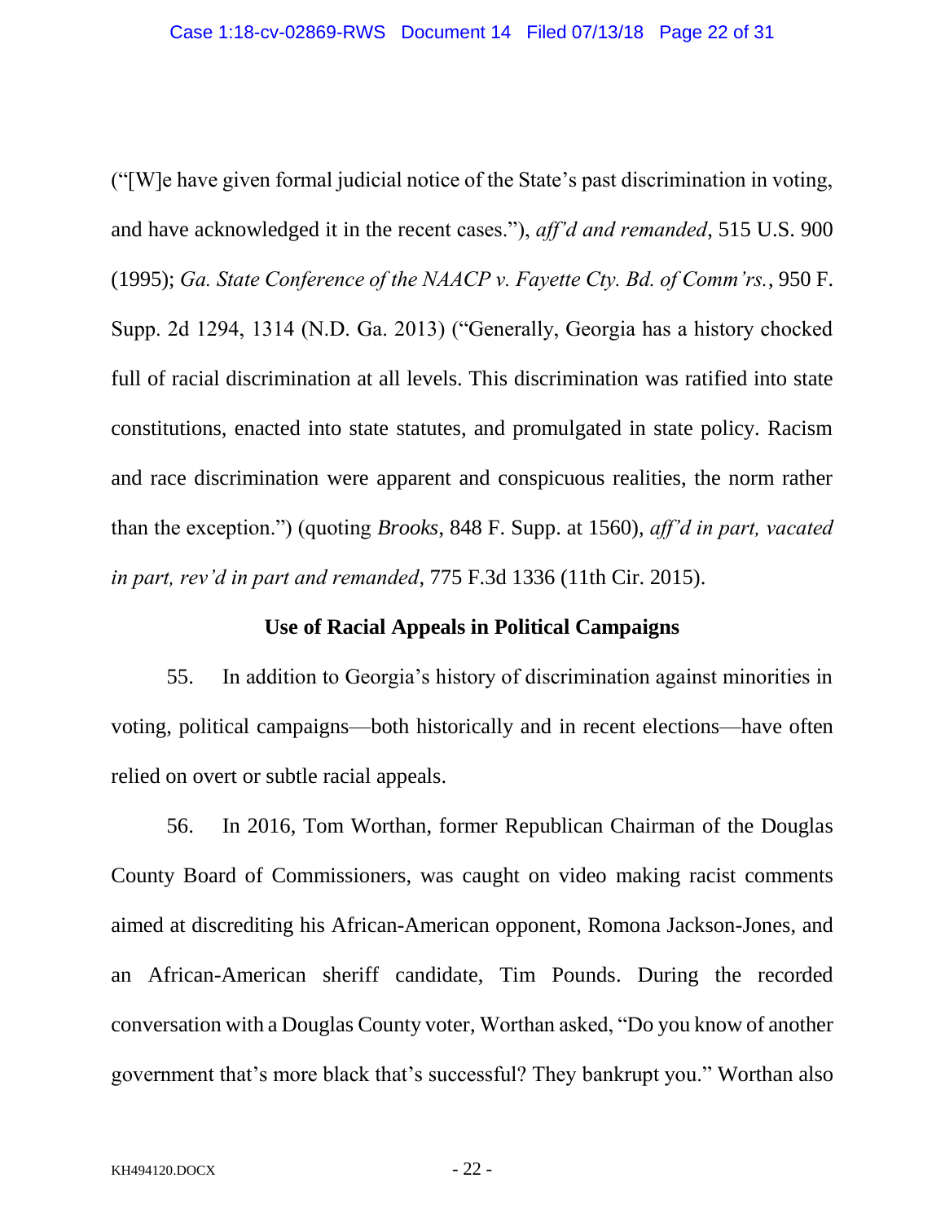("[W]e have given formal judicial notice of the State's past discrimination in voting, and have acknowledged it in the recent cases."), *aff'd and remanded*, 515 U.S. 900 (1995); *Ga. State Conference of the NAACP v. Fayette Cty. Bd. of Comm'rs.*, 950 F. Supp. 2d 1294, 1314 (N.D. Ga. 2013) ("Generally, Georgia has a history chocked full of racial discrimination at all levels. This discrimination was ratified into state constitutions, enacted into state statutes, and promulgated in state policy. Racism and race discrimination were apparent and conspicuous realities, the norm rather than the exception.") (quoting *Brooks*, 848 F. Supp. at 1560), *aff'd in part, vacated in part, rev'd in part and remanded*, 775 F.3d 1336 (11th Cir. 2015).

**Use of Racial Appeals in Political Campaigns**

55. In addition to Georgia's history of discrimination against minorities in voting, political campaigns—both historically and in recent elections—have often relied on overt or subtle racial appeals.

56. In 2016, Tom Worthan, former Republican Chairman of the Douglas County Board of Commissioners, was caught on video making racist comments aimed at discrediting his African-American opponent, Romona Jackson-Jones, and an African-American sheriff candidate, Tim Pounds. During the recorded conversation with a Douglas County voter, Worthan asked, "Do you know of another government that's more black that's successful? They bankrupt you." Worthan also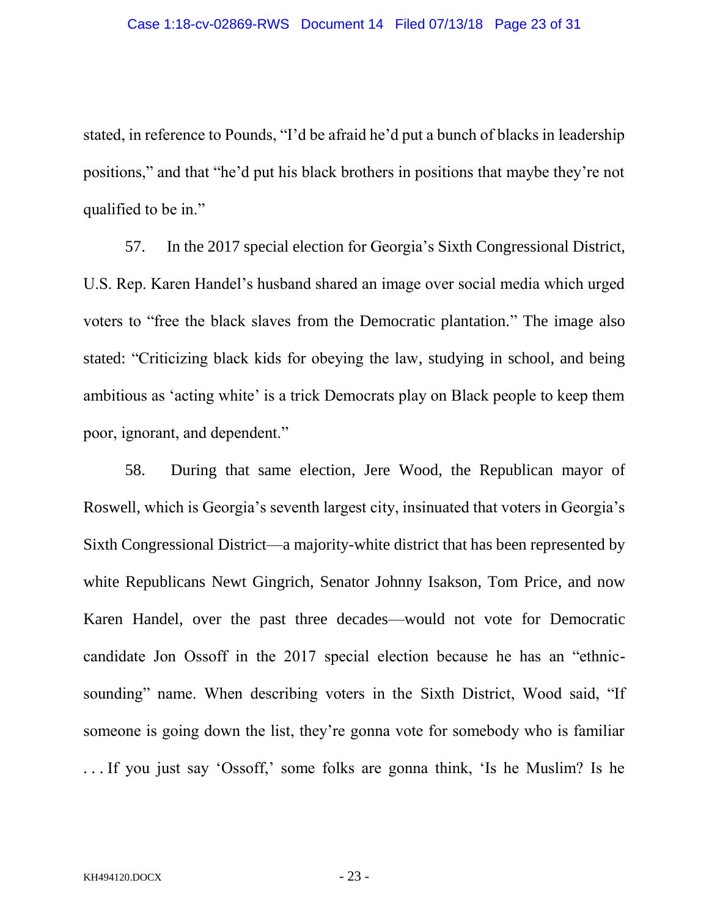stated, in reference to Pounds, "I'd be afraid he'd put a bunch of blacks in leadership positions," and that "he'd put his black brothers in positions that maybe they're not qualified to be in."

57. In the 2017 special election for Georgia's Sixth Congressional District, U.S. Rep. Karen Handel's husband shared an image over social media which urged voters to "free the black slaves from the Democratic plantation." The image also stated: "Criticizing black kids for obeying the law, studying in school, and being ambitious as 'acting white' is a trick Democrats play on Black people to keep them poor, ignorant, and dependent."

58. During that same election, Jere Wood, the Republican mayor of Roswell, which is Georgia's seventh largest city, insinuated that voters in Georgia's Sixth Congressional District—a majority-white district that has been represented by white Republicans Newt Gingrich, Senator Johnny Isakson, Tom Price, and now Karen Handel, over the past three decades—would not vote for Democratic candidate Jon Ossoff in the 2017 special election because he has an "ethnic-sounding" name. When describing voters in the Sixth District, Wood said, "If someone is going down the list, they're gonna vote for somebody who is familiar . . . If you just say 'Ossoff,' some folks are gonna think, 'Is he Muslim? Is he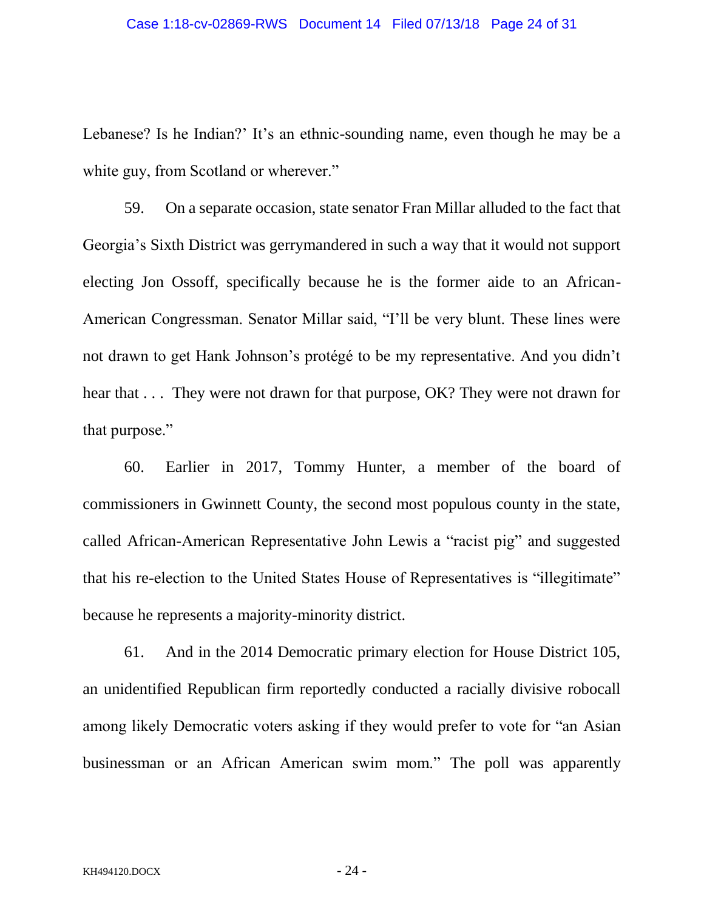Lebanese? Is he Indian?' It's an ethnic-sounding name, even though he may be a white guy, from Scotland or wherever."

59. On a separate occasion, state senator Fran Millar alluded to the fact that Georgia's Sixth District was gerrymandered in such a way that it would not support electing Jon Ossoff, specifically because he is the former aide to an African-American Congressman. Senator Millar said, "I'll be very blunt. These lines were not drawn to get Hank Johnson's protégé to be my representative. And you didn't hear that . . . They were not drawn for that purpose, OK? They were not drawn for that purpose."

60. Earlier in 2017, Tommy Hunter, a member of the board of commissioners in Gwinnett County, the second most populous county in the state, called African-American Representative John Lewis a "racist pig" and suggested that his re-election to the United States House of Representatives is "illegitimate" because he represents a majority-minority district.

61. And in the 2014 Democratic primary election for House District 105, an unidentified Republican firm reportedly conducted a racially divisive robocall among likely Democratic voters asking if they would prefer to vote for "an Asian businessman or an African American swim mom." The poll was apparently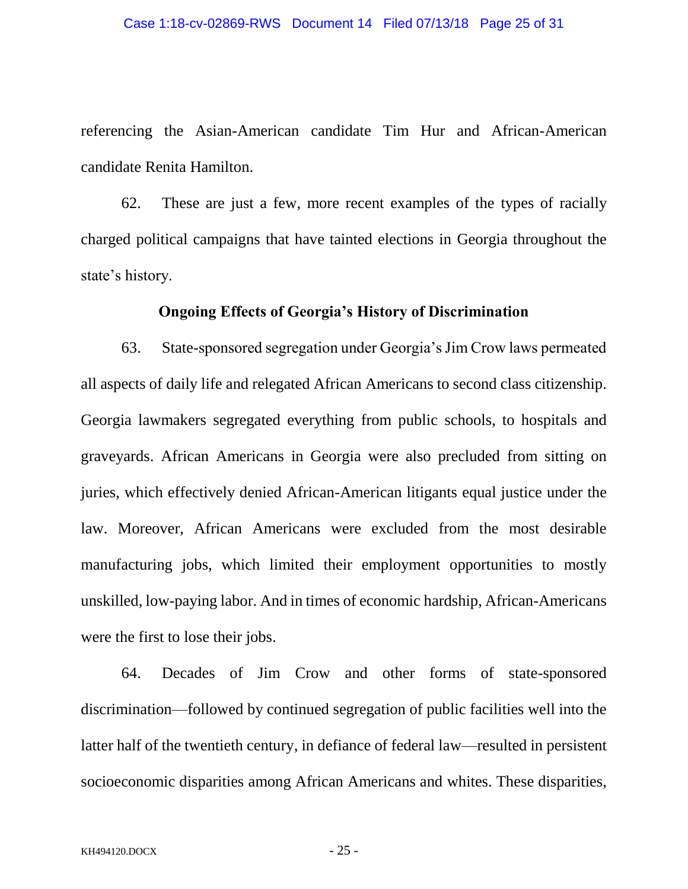referencing the Asian-American candidate Tim Hur and African-American candidate Renita Hamilton.

62. These are just a few, more recent examples of the types of racially charged political campaigns that have tainted elections in Georgia throughout the state's history.

**Ongoing Effects of Georgia's History of Discrimination**

63. State-sponsored segregation under Georgia's Jim Crow laws permeated all aspects of daily life and relegated African Americans to second class citizenship. Georgia lawmakers segregated everything from public schools, to hospitals and graveyards. African Americans in Georgia were also precluded from sitting on juries, which effectively denied African-American litigants equal justice under the law. Moreover, African Americans were excluded from the most desirable manufacturing jobs, which limited their employment opportunities to mostly unskilled, low-paying labor. And in times of economic hardship, African-Americans were the first to lose their jobs.

64. Decades of Jim Crow and other forms of state-sponsored discrimination—followed by continued segregation of public facilities well into the latter half of the twentieth century, in defiance of federal law—resulted in persistent socioeconomic disparities among African Americans and whites. These disparities,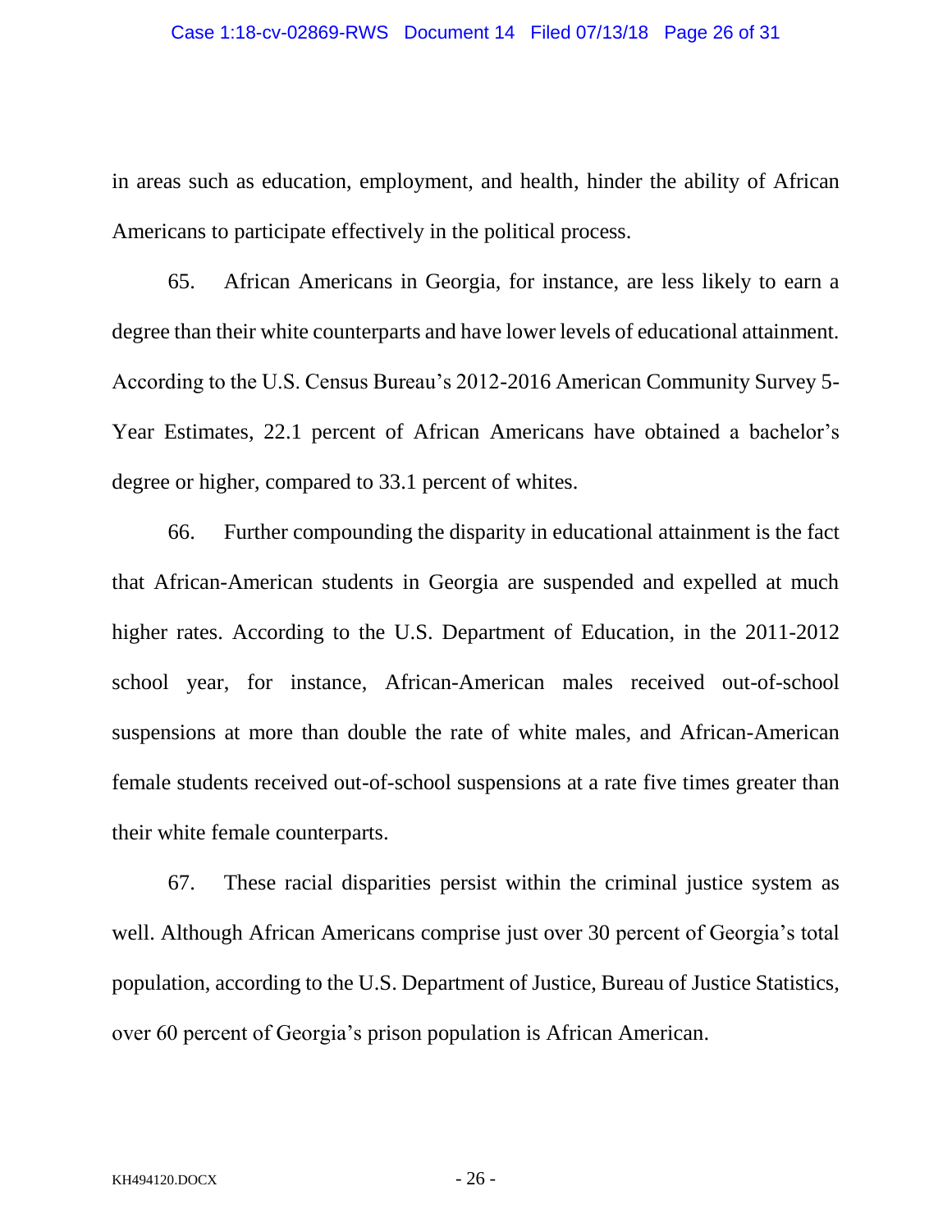in areas such as education, employment, and health, hinder the ability of African Americans to participate effectively in the political process.

65. African Americans in Georgia, for instance, are less likely to earn a degree than their white counterparts and have lower levels of educational attainment. According to the U.S. Census Bureau's 2012-2016 American Community Survey 5-Year Estimates, 22.1 percent of African Americans have obtained a bachelor's degree or higher, compared to 33.1 percent of whites.

66. Further compounding the disparity in educational attainment is the fact that African-American students in Georgia are suspended and expelled at much higher rates. According to the U.S. Department of Education, in the 2011-2012 school year, for instance, African-American males received out-of-school suspensions at more than double the rate of white males, and African-American female students received out-of-school suspensions at a rate five times greater than their white female counterparts.

67. These racial disparities persist within the criminal justice system as well. Although African Americans comprise just over 30 percent of Georgia's total population, according to the U.S. Department of Justice, Bureau of Justice Statistics, over 60 percent of Georgia's prison population is African American.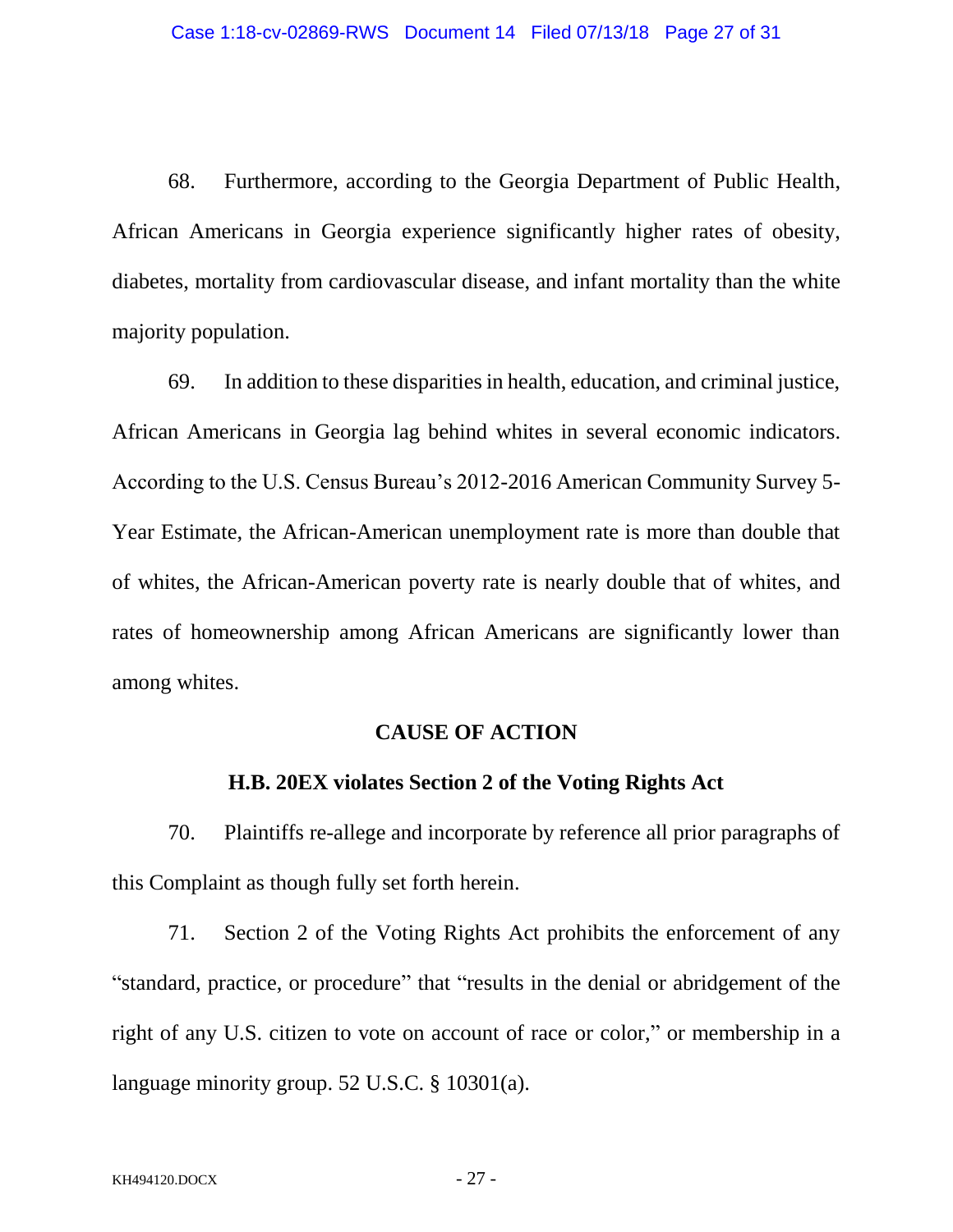68. Furthermore, according to the Georgia Department of Public Health, African Americans in Georgia experience significantly higher rates of obesity, diabetes, mortality from cardiovascular disease, and infant mortality than the white majority population.

69. In addition to these disparities in health, education, and criminal justice, African Americans in Georgia lag behind whites in several economic indicators. According to the U.S. Census Bureau's 2012-2016 American Community Survey 5-Year Estimate, the African-American unemployment rate is more than double that of whites, the African-American poverty rate is nearly double that of whites, and rates of homeownership among African Americans are significantly lower than among whites.

## CAUSE OF ACTION

### H.B. 20EX violates Section 2 of the Voting Rights Act

70. Plaintiffs re-allege and incorporate by reference all prior paragraphs of this Complaint as though fully set forth herein.

71. Section 2 of the Voting Rights Act prohibits the enforcement of any "standard, practice, or procedure" that "results in the denial or abridgement of the right of any U.S. citizen to vote on account of race or color," or membership in a language minority group. 52 U.S.C. § 10301(a).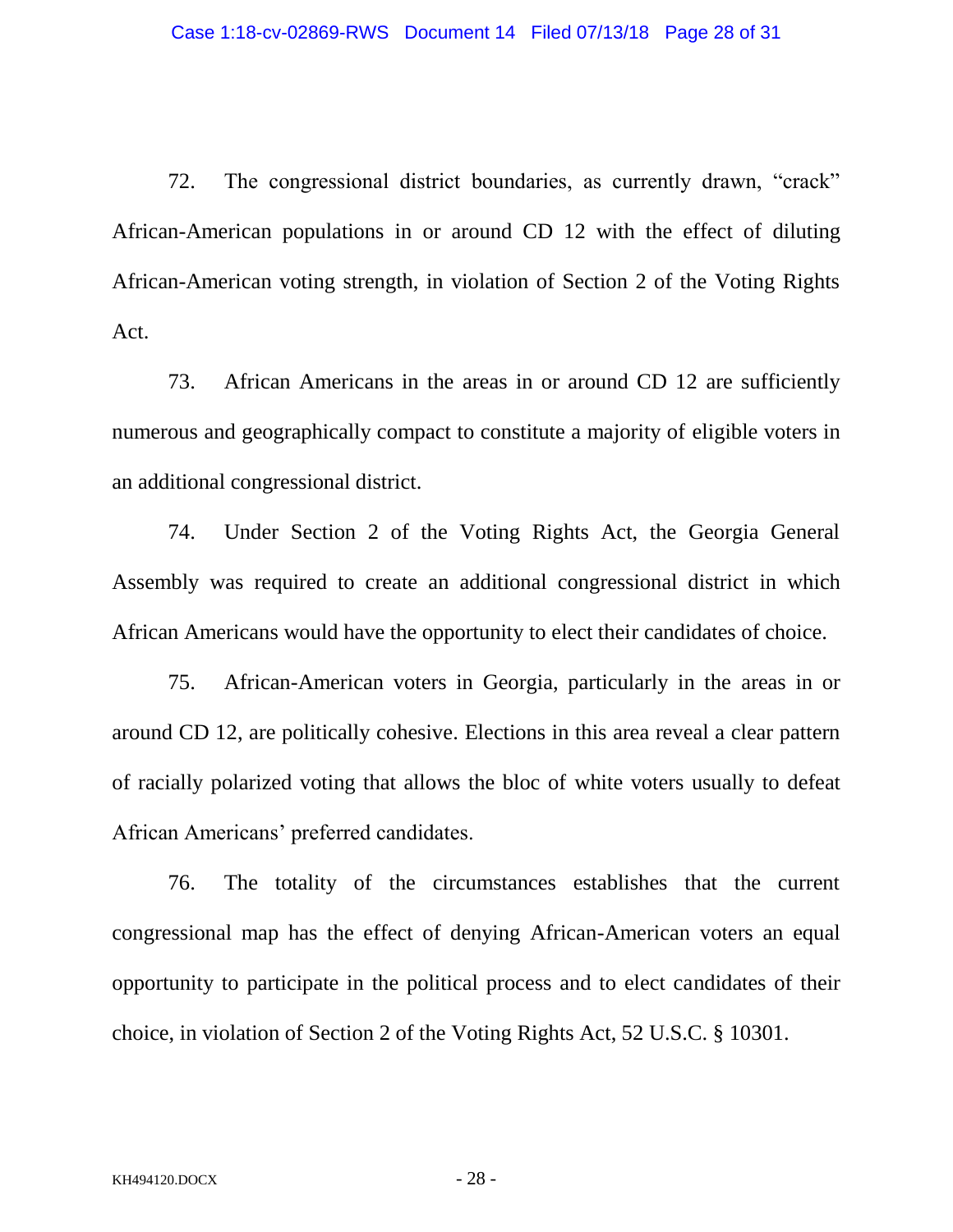72. The congressional district boundaries, as currently drawn, "crack" African-American populations in or around CD 12 with the effect of diluting African-American voting strength, in violation of Section 2 of the Voting Rights Act.

73. African Americans in the areas in or around CD 12 are sufficiently numerous and geographically compact to constitute a majority of eligible voters in an additional congressional district.

74. Under Section 2 of the Voting Rights Act, the Georgia General Assembly was required to create an additional congressional district in which African Americans would have the opportunity to elect their candidates of choice.

75. African-American voters in Georgia, particularly in the areas in or around CD 12, are politically cohesive. Elections in this area reveal a clear pattern of racially polarized voting that allows the bloc of white voters usually to defeat African Americans' preferred candidates.

76. The totality of the circumstances establishes that the current congressional map has the effect of denying African-American voters an equal opportunity to participate in the political process and to elect candidates of their choice, in violation of Section 2 of the Voting Rights Act, 52 U.S.C. § 10301.

KH494120.DOCX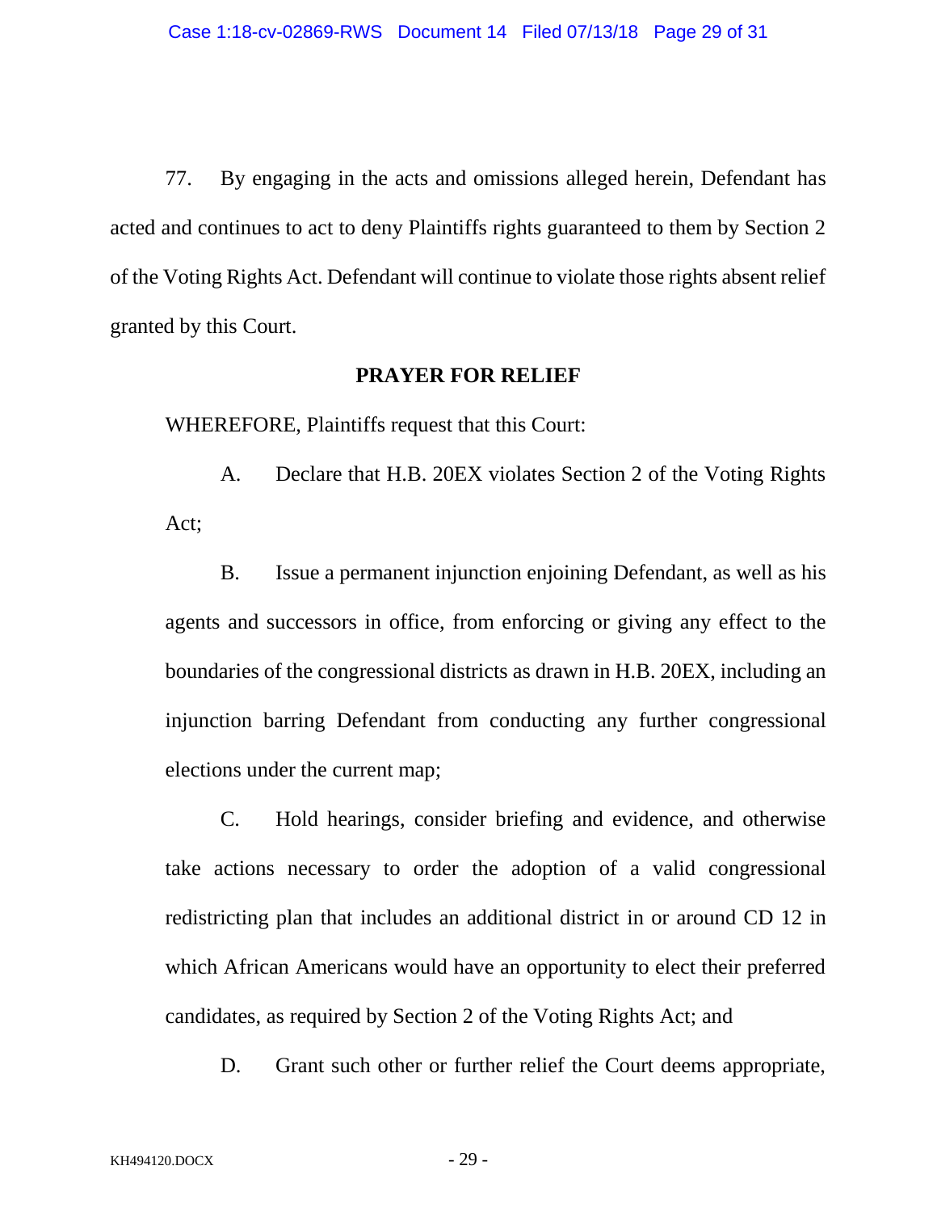77. By engaging in the acts and omissions alleged herein, Defendant has acted and continues to act to deny Plaintiffs rights guaranteed to them by Section 2 of the Voting Rights Act. Defendant will continue to violate those rights absent relief granted by this Court.

**PRAYER FOR RELIEF**

WHEREFORE, Plaintiffs request that this Court:

A. Declare that H.B. 20EX violates Section 2 of the Voting Rights Act;

B. Issue a permanent injunction enjoining Defendant, as well as his agents and successors in office, from enforcing or giving any effect to the boundaries of the congressional districts as drawn in H.B. 20EX, including an injunction barring Defendant from conducting any further congressional elections under the current map;

C. Hold hearings, consider briefing and evidence, and otherwise take actions necessary to order the adoption of a valid congressional redistricting plan that includes an additional district in or around CD 12 in which African Americans would have an opportunity to elect their preferred candidates, as required by Section 2 of the Voting Rights Act; and

D. Grant such other or further relief the Court deems appropriate,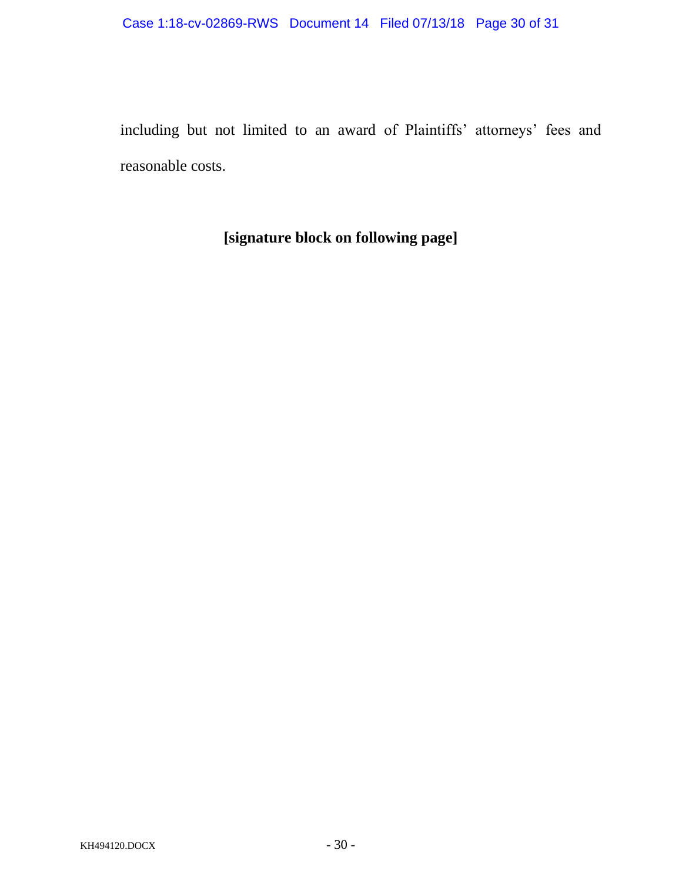including but not limited to an award of Plaintiffs' attorneys' fees and reasonable costs.

**[signature block on following page]**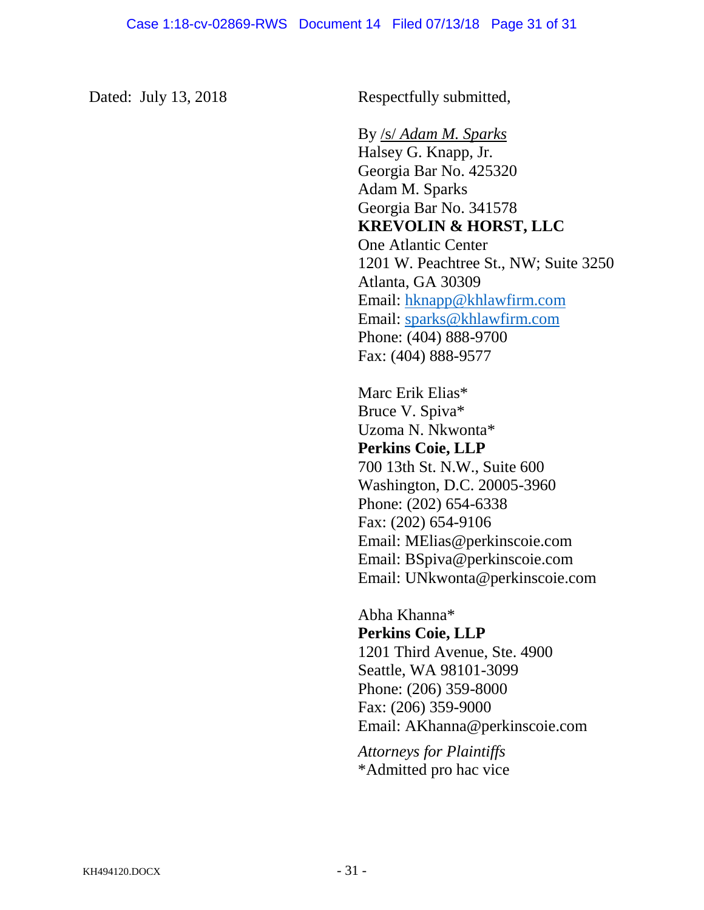Dated: July 13, 2018

Respectfully submitted,

By /s/ *Adam M. Sparks*
Halsey G. Knapp, Jr.
Georgia Bar No. 425320
Adam M. Sparks
Georgia Bar No. 341578
**KREVOLIN & HORST, LLC**
One Atlantic Center
1201 W. Peachtree St., NW; Suite 3250
Atlanta, GA 30309
Email: hknapp@khlawfirm.com
Email: sparks@khlawfirm.com
Phone: (404) 888-9700
Fax: (404) 888-9577

Marc Erik Elias*
Bruce V. Spiva*
Uzoma N. Nkwonta*
**Perkins Coie, LLP**
700 13th St. N.W., Suite 600
Washington, D.C. 20005-3960
Phone: (202) 654-6338
Fax: (202) 654-9106
Email: MElias@perkinscoie.com
Email: BSpiva@perkinscoie.com
Email: UNkwonta@perkinscoie.com

Abha Khanna*
**Perkins Coie, LLP**
1201 Third Avenue, Ste. 4900
Seattle, WA 98101-3099
Phone: (206) 359-8000
Fax: (206) 359-9000
Email: AKhanna@perkinscoie.com

*Attorneys for Plaintiffs*
*Admitted pro hac vice

KH494120.DOCX